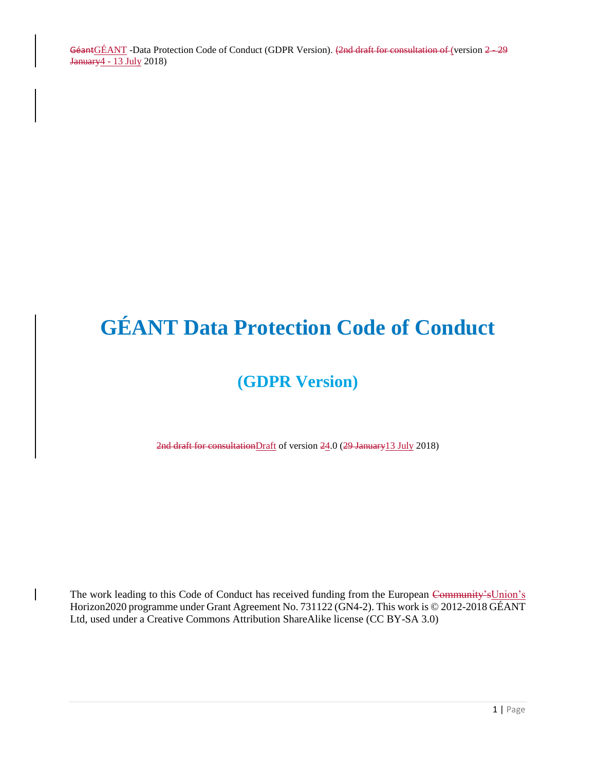# GÉANT Data Protection Code of Conduct

## (GDPR Version)

~~2nd draft for consultation~~Draft of version ~~2~~4.0 (~~29 January~~13 July 2018)

The work leading to this Code of Conduct has received funding from the European ~~Community's~~Union's Horizon2020 programme under Grant Agreement No. 731122 (GN4-2). This work is © 2012-2018 GÉANT Ltd, used under a Creative Commons Attribution ShareAlike license (CC BY-SA 3.0)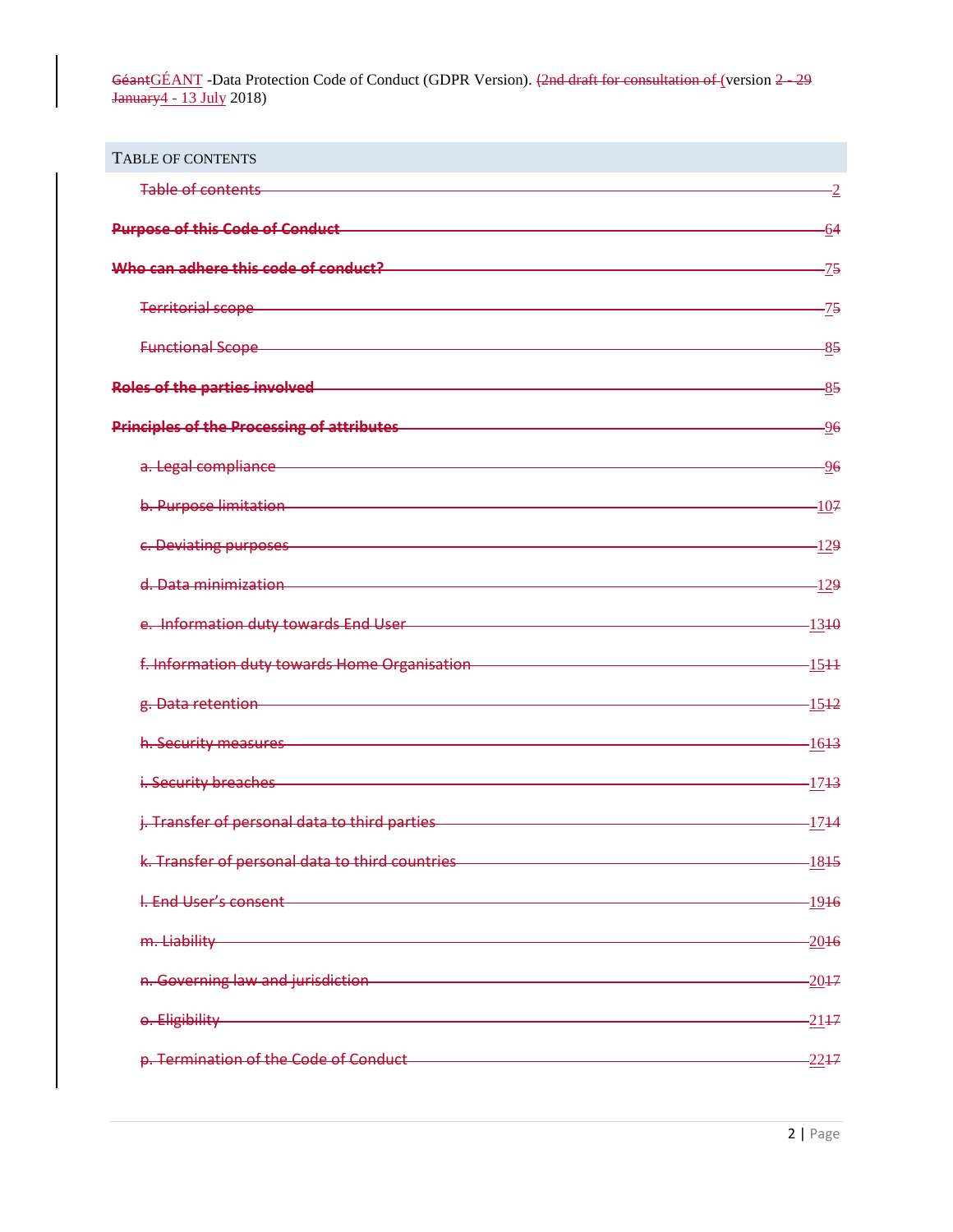## Table of Contents

| Section | Page |
| --- | --- |
| ~~Table of contents~~ | 2 |
| **~~Purpose of this Code of Conduct~~** | 6~~4~~ |
| **~~Who can adhere this code of conduct?~~** | 7~~5~~ |
| ~~Territorial scope~~ | 7~~5~~ |
| ~~Functional Scope~~ | 8~~5~~ |
| **~~Roles of the parties involved~~** | 8~~5~~ |
| **~~Principles of the Processing of attributes~~** | 9~~6~~ |
| ~~a. Legal compliance~~ | 9~~6~~ |
| ~~b. Purpose limitation~~ | 10~~7~~ |
| ~~c. Deviating purposes~~ | 12~~9~~ |
| ~~d. Data minimization~~ | 12~~9~~ |
| ~~e. Information duty towards End User~~ | 13~~10~~ |
| ~~f. Information duty towards Home Organisation~~ | 15~~11~~ |
| ~~g. Data retention~~ | 15~~12~~ |
| ~~h. Security measures~~ | 16~~13~~ |
| ~~i. Security breaches~~ | 17~~13~~ |
| ~~j. Transfer of personal data to third parties~~ | 17~~14~~ |
| ~~k. Transfer of personal data to third countries~~ | 18~~15~~ |
| ~~l. End User's consent~~ | 19~~16~~ |
| ~~m. Liability~~ | 20~~16~~ |
| ~~n. Governing law and jurisdiction~~ | 20~~17~~ |
| ~~o. Eligibility~~ | 21~~17~~ |
| ~~p. Termination of the Code of Conduct~~ | 22~~17~~ |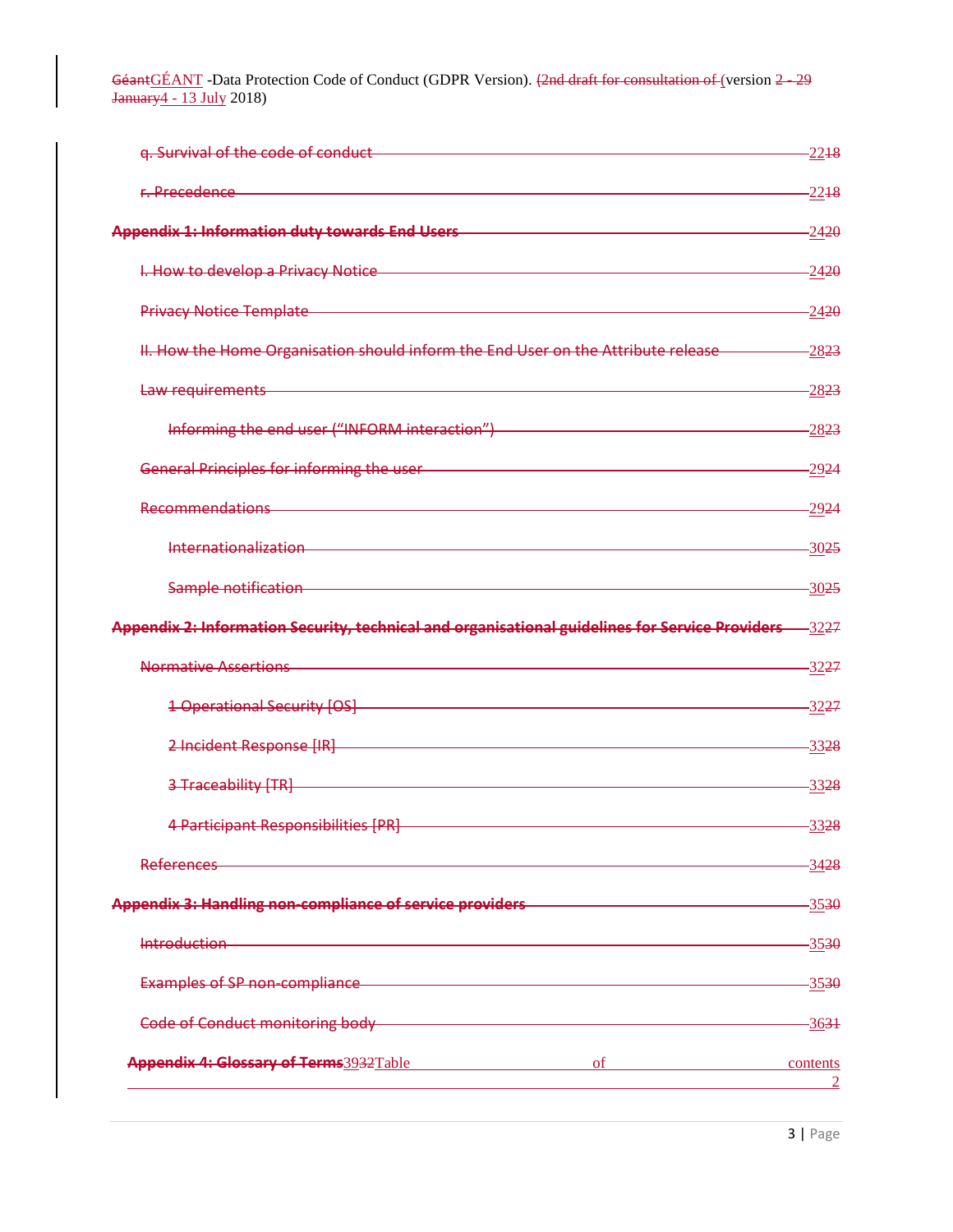q. Survival of the code of conduct 2218

r. Precedence 2218

**Appendix 1: Information duty towards End Users** 2420

I. How to develop a Privacy Notice 2420

Privacy Notice Template 2420

II. How the Home Organisation should inform the End User on the Attribute release 2823

Law requirements 2823

Informing the end user ("INFORM interaction") 2823

General Principles for informing the user 2924

Recommendations 2924

Internationalization 3025

Sample notification 3025

**Appendix 2: Information Security, technical and organisational guidelines for Service Providers** 3227

Normative Assertions 3227

1 Operational Security [OS] 3227

2 Incident Response [IR] 3328

3 Traceability [TR] 3328

4 Participant Responsibilities [PR] 3328

References 3428

**Appendix 3: Handling non-compliance of service providers** 3530

Introduction 3530

Examples of SP non-compliance 3530

Code of Conduct monitoring body 3631

**Appendix 4: Glossary of Terms** 3932Table of contents 2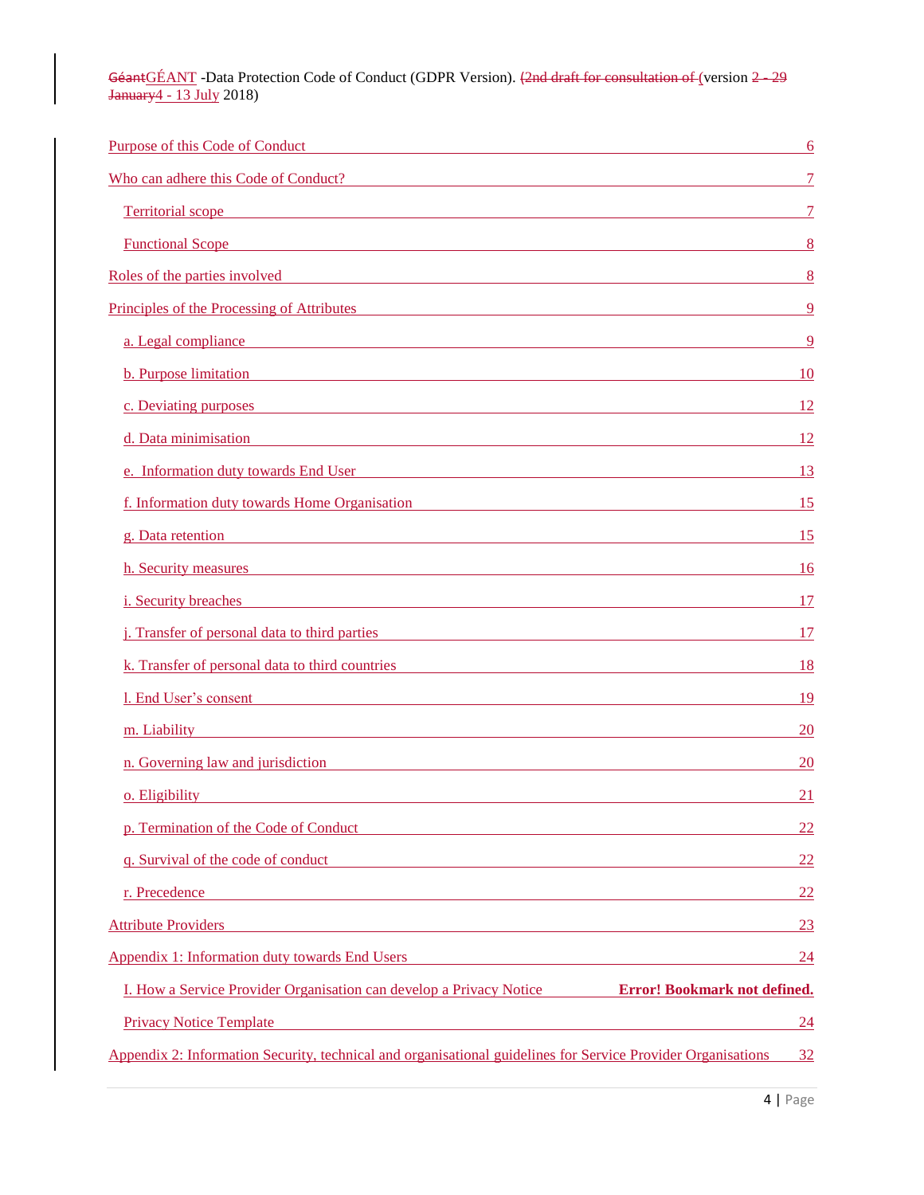| | |
|---|---|
| Purpose of this Code of Conduct | 6 |
| Who can adhere this Code of Conduct? | 7 |
| Territorial scope | 7 |
| Functional Scope | 8 |
| Roles of the parties involved | 8 |
| Principles of the Processing of Attributes | 9 |
| a. Legal compliance | 9 |
| b. Purpose limitation | 10 |
| c. Deviating purposes | 12 |
| d. Data minimisation | 12 |
| e. Information duty towards End User | 13 |
| f. Information duty towards Home Organisation | 15 |
| g. Data retention | 15 |
| h. Security measures | 16 |
| i. Security breaches | 17 |
| j. Transfer of personal data to third parties | 17 |
| k. Transfer of personal data to third countries | 18 |
| l. End User's consent | 19 |
| m. Liability | 20 |
| n. Governing law and jurisdiction | 20 |
| o. Eligibility | 21 |
| p. Termination of the Code of Conduct | 22 |
| q. Survival of the code of conduct | 22 |
| r. Precedence | 22 |
| Attribute Providers | 23 |
| Appendix 1: Information duty towards End Users | 24 |
| I. How a Service Provider Organisation can develop a Privacy Notice | **Error! Bookmark not defined.** |
| Privacy Notice Template | 24 |
| Appendix 2: Information Security, technical and organisational guidelines for Service Provider Organisations | 32 |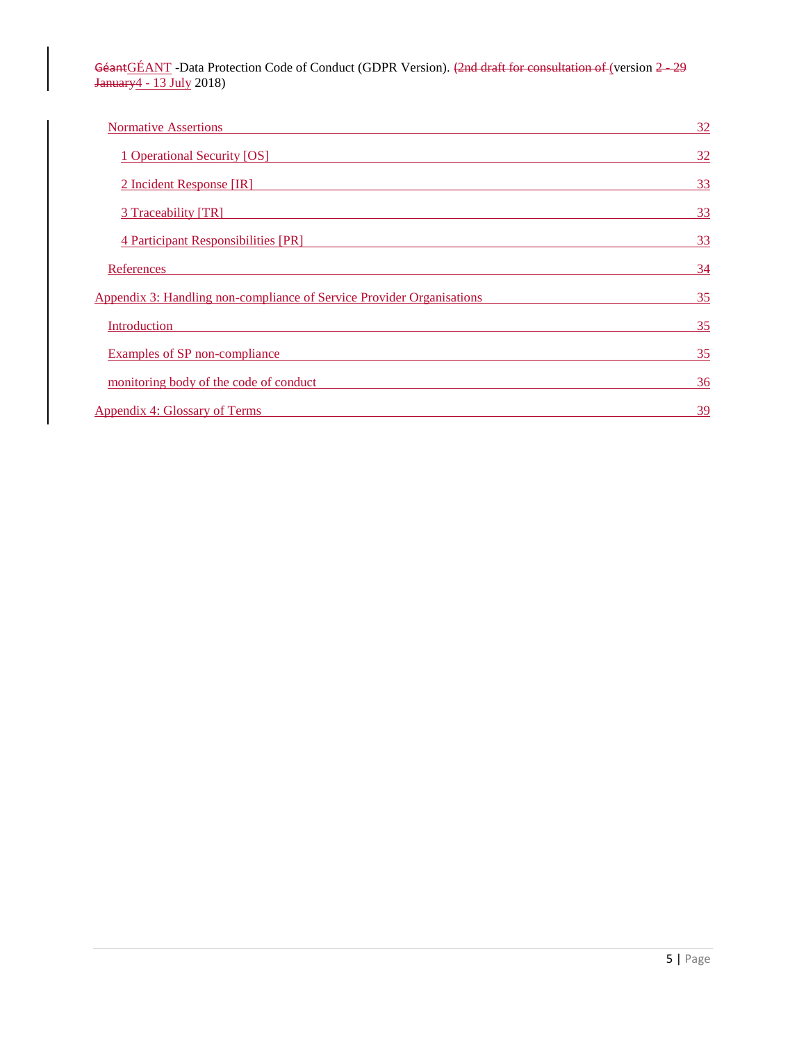- Normative Assertions 32
  - 1 Operational Security [OS] 32
  - 2 Incident Response [IR] 33
  - 3 Traceability [TR] 33
  - 4 Participant Responsibilities [PR] 33
- References 34

Appendix 3: Handling non-compliance of Service Provider Organisations 35

- Introduction 35
- Examples of SP non-compliance 35
- monitoring body of the code of conduct 36

Appendix 4: Glossary of Terms 39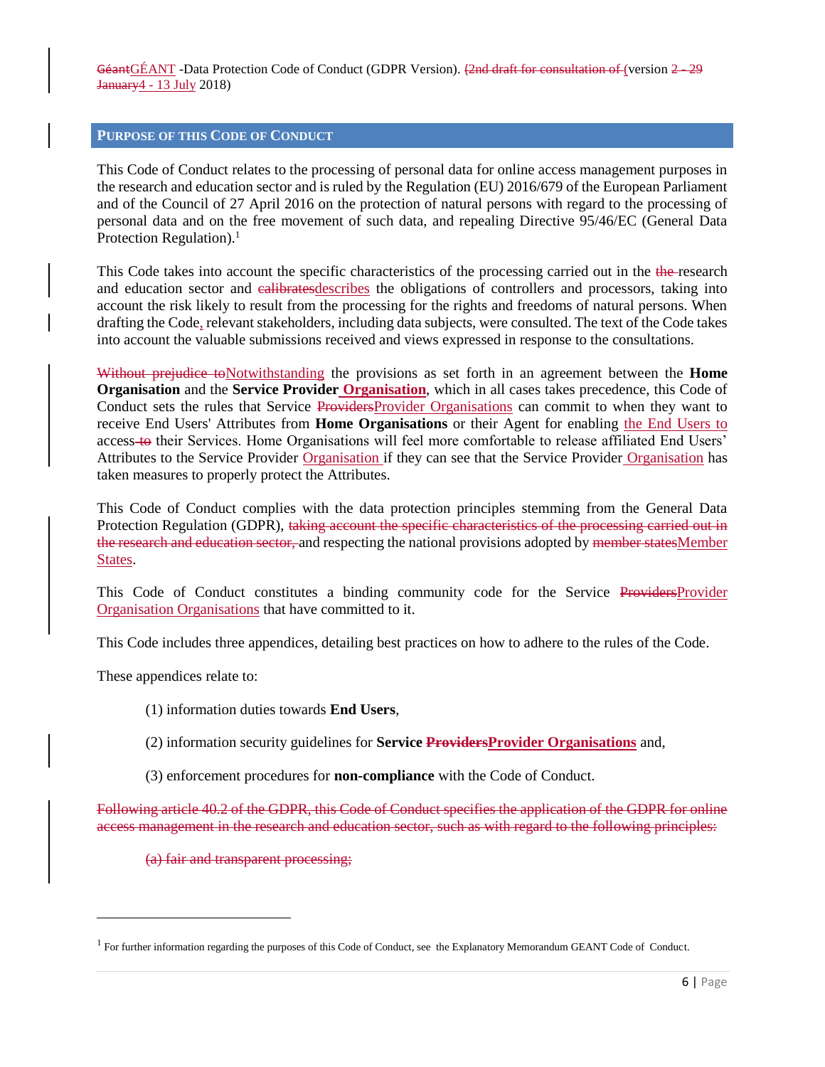## Purpose of this Code of Conduct

This Code of Conduct relates to the processing of personal data for online access management purposes in the research and education sector and is ruled by the Regulation (EU) 2016/679 of the European Parliament and of the Council of 27 April 2016 on the protection of natural persons with regard to the processing of personal data and on the free movement of such data, and repealing Directive 95/46/EC (General Data Protection Regulation).[1]

This Code takes into account the specific characteristics of the processing carried out in the ~~the~~ research and education sector and ~~calibrates~~describes the obligations of controllers and processors, taking into account the risk likely to result from the processing for the rights and freedoms of natural persons. When drafting the Code, relevant stakeholders, including data subjects, were consulted. The text of the Code takes into account the valuable submissions received and views expressed in response to the consultations.

~~Without prejudice to~~Notwithstanding the provisions as set forth in an agreement between the **Home Organisation** and the **Service Provider Organisation**, which in all cases takes precedence, this Code of Conduct sets the rules that Service ~~Providers~~Provider Organisations can commit to when they want to receive End Users' Attributes from **Home Organisations** or their Agent for enabling the End Users to access ~~to~~ their Services. Home Organisations will feel more comfortable to release affiliated End Users' Attributes to the Service Provider Organisation if they can see that the Service Provider Organisation has taken measures to properly protect the Attributes.

This Code of Conduct complies with the data protection principles stemming from the General Data Protection Regulation (GDPR), ~~taking account the specific characteristics of the processing carried out in the research and education sector,~~ and respecting the national provisions adopted by ~~member states~~Member States.

This Code of Conduct constitutes a binding community code for the Service ~~Providers~~Provider Organisation Organisations that have committed to it.

This Code includes three appendices, detailing best practices on how to adhere to the rules of the Code.

These appendices relate to:

(1) information duties towards **End Users**,

(2) information security guidelines for **Service ~~Providers~~Provider Organisations** and,

(3) enforcement procedures for **non-compliance** with the Code of Conduct.

~~Following article 40.2 of the GDPR, this Code of Conduct specifies the application of the GDPR for online access management in the research and education sector, such as with regard to the following principles:~~

~~(a) fair and transparent processing;~~

[1] For further information regarding the purposes of this Code of Conduct, see the Explanatory Memorandum GEANT Code of Conduct.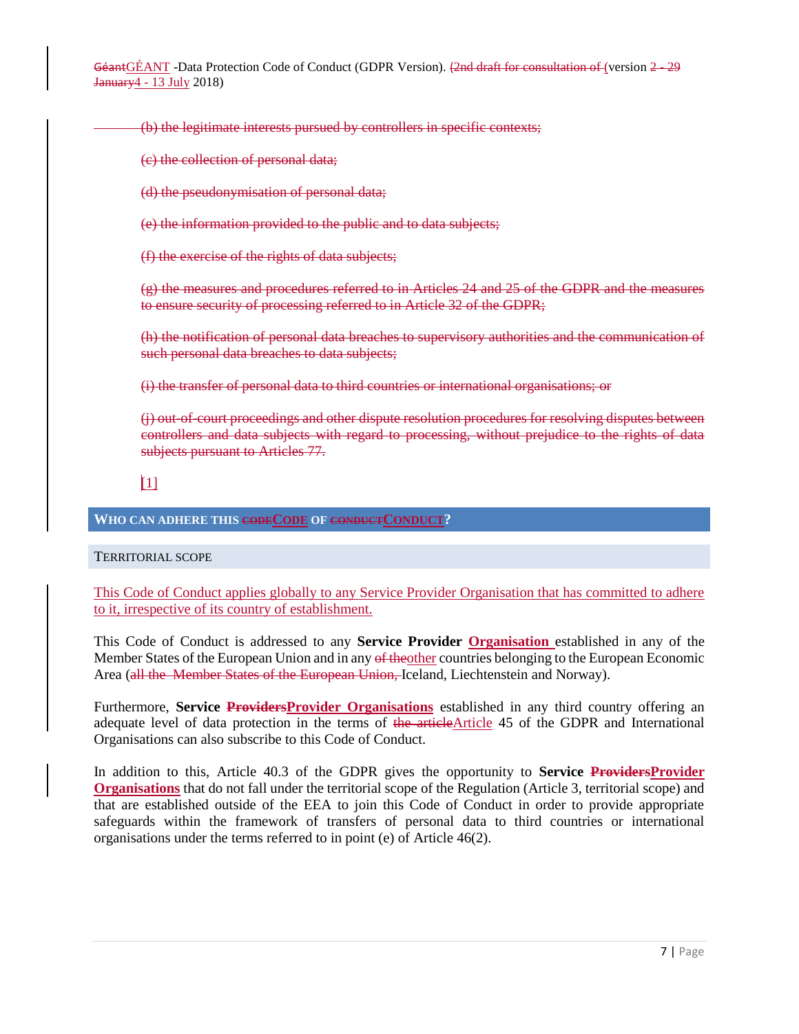~~(b) the legitimate interests pursued by controllers in specific contexts;~~

~~(c) the collection of personal data;~~

~~(d) the pseudonymisation of personal data;~~

~~(e) the information provided to the public and to data subjects;~~

~~(f) the exercise of the rights of data subjects;~~

~~(g) the measures and procedures referred to in Articles 24 and 25 of the GDPR and the measures to ensure security of processing referred to in Article 32 of the GDPR;~~

~~(h) the notification of personal data breaches to supervisory authorities and the communication of such personal data breaches to data subjects;~~

~~(i) the transfer of personal data to third countries or international organisations; or~~

~~(j) out-of-court proceedings and other dispute resolution procedures for resolving disputes between controllers and data subjects with regard to processing, without prejudice to the rights of data subjects pursuant to Articles 77.~~

[1]

## WHO CAN ADHERE THIS ~~CODE~~CODE OF ~~CONDUCT~~CONDUCT?

### TERRITORIAL SCOPE

This Code of Conduct applies globally to any Service Provider Organisation that has committed to adhere to it, irrespective of its country of establishment.

This Code of Conduct is addressed to any **Service Provider Organisation** established in any of the Member States of the European Union and in any ~~of the~~other countries belonging to the European Economic Area (~~all the Member States of the European Union,~~ Iceland, Liechtenstein and Norway).

Furthermore, **Service ~~Providers~~Provider Organisations** established in any third country offering an adequate level of data protection in the terms of ~~the article~~Article 45 of the GDPR and International Organisations can also subscribe to this Code of Conduct.

In addition to this, Article 40.3 of the GDPR gives the opportunity to **Service ~~Providers~~Provider Organisations** that do not fall under the territorial scope of the Regulation (Article 3, territorial scope) and that are established outside of the EEA to join this Code of Conduct in order to provide appropriate safeguards within the framework of transfers of personal data to third countries or international organisations under the terms referred to in point (e) of Article 46(2).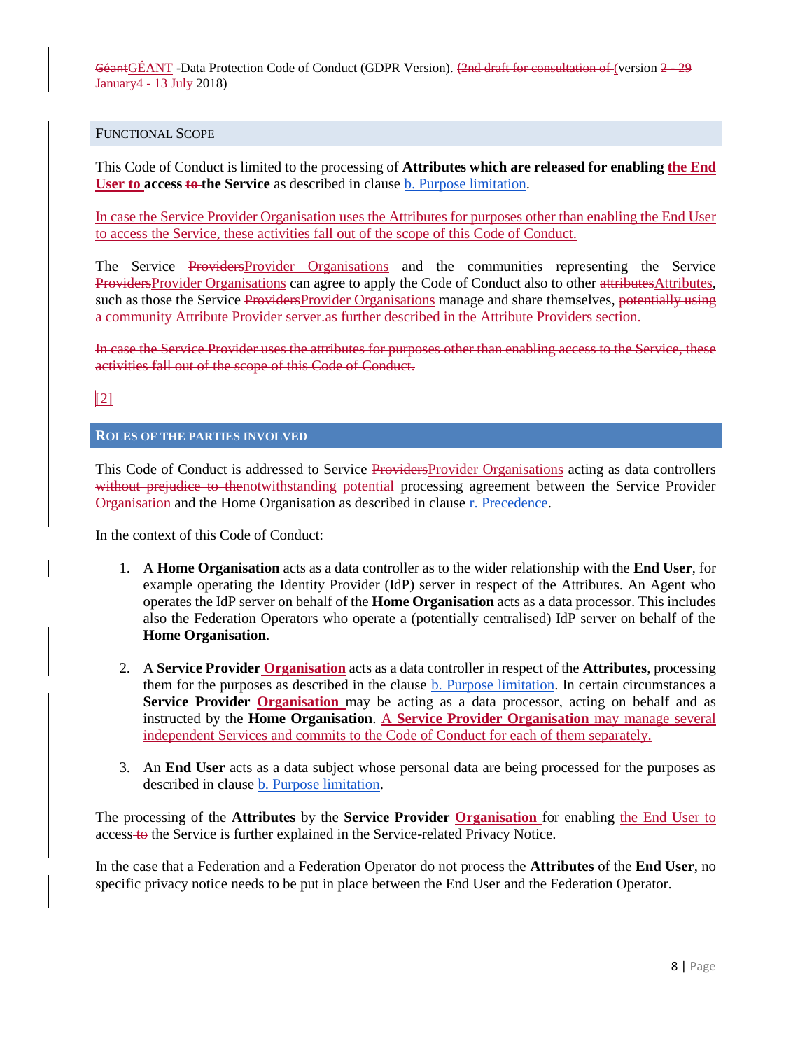## Functional Scope

This Code of Conduct is limited to the processing of **Attributes which are released for enabling the End User to access ~~to~~ the Service** as described in clause b. Purpose limitation.

In case the Service Provider Organisation uses the Attributes for purposes other than enabling the End User to access the Service, these activities fall out of the scope of this Code of Conduct.

The Service ~~Providers~~Provider Organisations and the communities representing the Service ~~Providers~~Provider Organisations can agree to apply the Code of Conduct also to other ~~attributes~~Attributes, such as those the Service ~~Providers~~Provider Organisations manage and share themselves, ~~potentially using a community Attribute Provider server.~~as further described in the Attribute Providers section.

~~In case the Service Provider uses the attributes for purposes other than enabling access to the Service, these activities fall out of the scope of this Code of Conduct.~~

[2]

## Roles of the Parties Involved

This Code of Conduct is addressed to Service ~~Providers~~Provider Organisations acting as data controllers ~~without prejudice to the~~notwithstanding potential processing agreement between the Service Provider Organisation and the Home Organisation as described in clause r. Precedence.

In the context of this Code of Conduct:

1. A **Home Organisation** acts as a data controller as to the wider relationship with the **End User**, for example operating the Identity Provider (IdP) server in respect of the Attributes. An Agent who operates the IdP server on behalf of the **Home Organisation** acts as a data processor. This includes also the Federation Operators who operate a (potentially centralised) IdP server on behalf of the **Home Organisation**.

2. A **Service Provider Organisation** acts as a data controller in respect of the **Attributes**, processing them for the purposes as described in the clause b. Purpose limitation. In certain circumstances a **Service Provider Organisation** may be acting as a data processor, acting on behalf and as instructed by the **Home Organisation**. A **Service Provider Organisation** may manage several independent Services and commits to the Code of Conduct for each of them separately.

3. An **End User** acts as a data subject whose personal data are being processed for the purposes as described in clause b. Purpose limitation.

The processing of the **Attributes** by the **Service Provider Organisation** for enabling the End User to access ~~to~~ the Service is further explained in the Service-related Privacy Notice.

In the case that a Federation and a Federation Operator do not process the **Attributes** of the **End User**, no specific privacy notice needs to be put in place between the End User and the Federation Operator.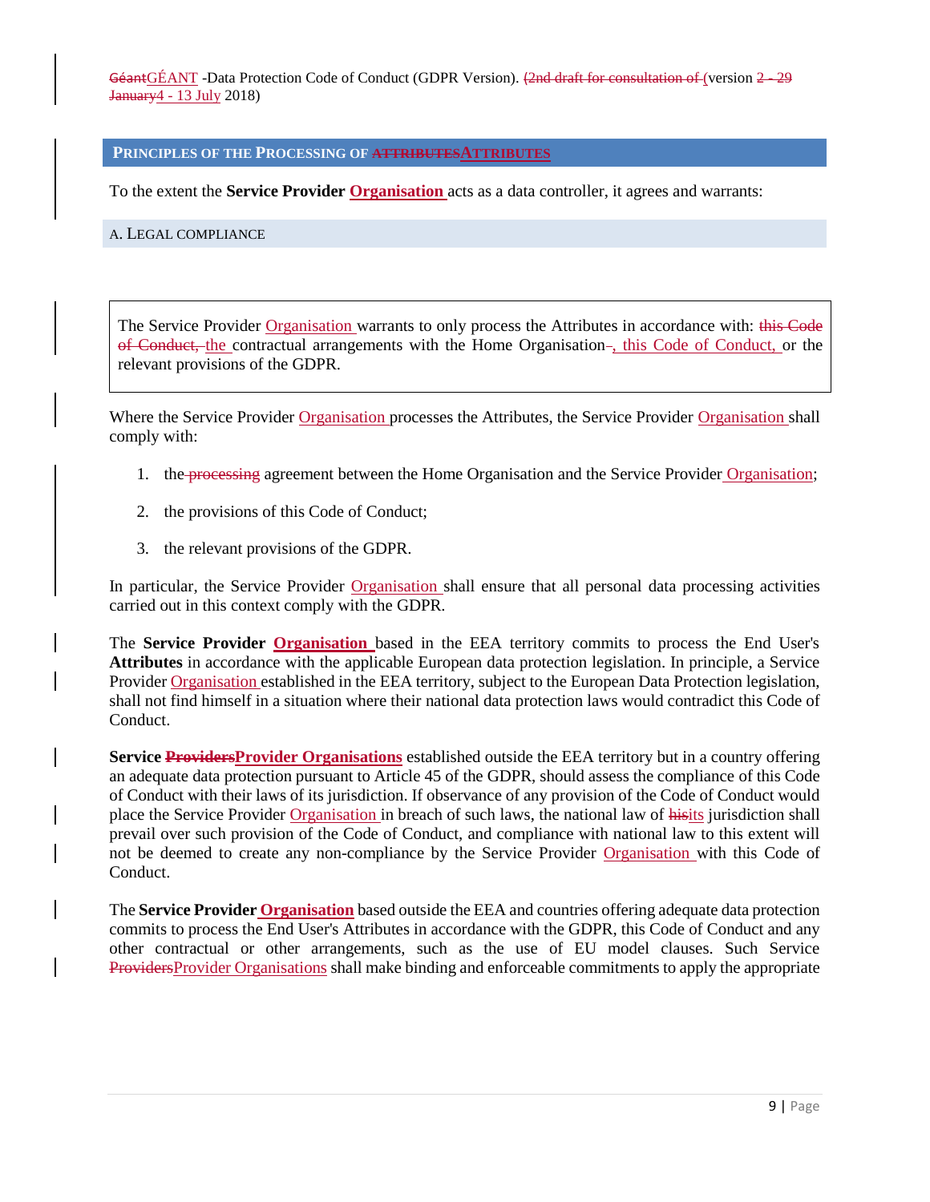## PRINCIPLES OF THE PROCESSING OF ~~ATTRIBUTES~~ATTRIBUTES

To the extent the **Service Provider Organisation** acts as a data controller, it agrees and warrants:

### A. LEGAL COMPLIANCE

> The Service Provider Organisation warrants to only process the Attributes in accordance with: ~~this Code of Conduct,~~ the contractual arrangements with the Home Organisation~~,~~, this Code of Conduct, or the relevant provisions of the GDPR.

Where the Service Provider Organisation processes the Attributes, the Service Provider Organisation shall comply with:

1. the ~~processing~~ agreement between the Home Organisation and the Service Provider Organisation;
2. the provisions of this Code of Conduct;
3. the relevant provisions of the GDPR.

In particular, the Service Provider Organisation shall ensure that all personal data processing activities carried out in this context comply with the GDPR.

The **Service Provider Organisation** based in the EEA territory commits to process the End User's **Attributes** in accordance with the applicable European data protection legislation. In principle, a Service Provider Organisation established in the EEA territory, subject to the European Data Protection legislation, shall not find himself in a situation where their national data protection laws would contradict this Code of Conduct.

**Service ~~Providers~~Provider Organisations** established outside the EEA territory but in a country offering an adequate data protection pursuant to Article 45 of the GDPR, should assess the compliance of this Code of Conduct with their laws of its jurisdiction. If observance of any provision of the Code of Conduct would place the Service Provider Organisation in breach of such laws, the national law of ~~his~~its jurisdiction shall prevail over such provision of the Code of Conduct, and compliance with national law to this extent will not be deemed to create any non-compliance by the Service Provider Organisation with this Code of Conduct.

The **Service Provider Organisation** based outside the EEA and countries offering adequate data protection commits to process the End User's Attributes in accordance with the GDPR, this Code of Conduct and any other contractual or other arrangements, such as the use of EU model clauses. Such Service ~~Providers~~Provider Organisations shall make binding and enforceable commitments to apply the appropriate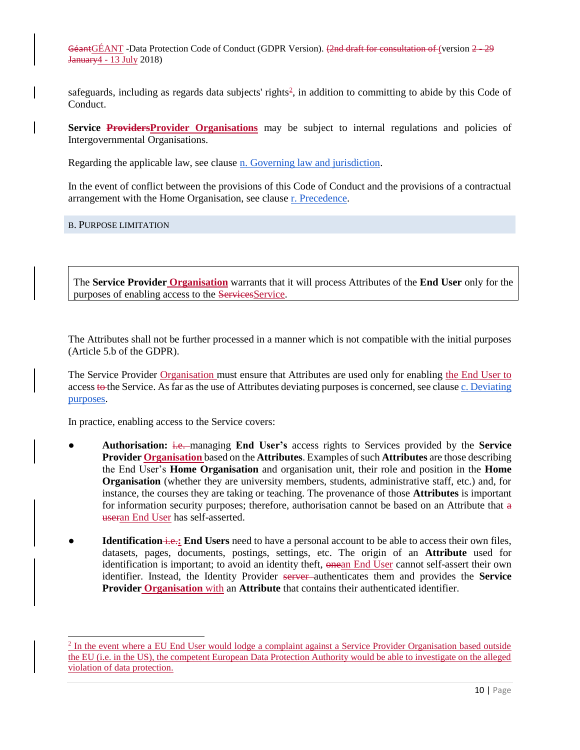safeguards, including as regards data subjects' rights[2], in addition to committing to abide by this Code of Conduct.

**Service ~~Providers~~Provider Organisations** may be subject to internal regulations and policies of Intergovernmental Organisations.

Regarding the applicable law, see clause n. Governing law and jurisdiction.

In the event of conflict between the provisions of this Code of Conduct and the provisions of a contractual arrangement with the Home Organisation, see clause r. Precedence.

## B. Purpose limitation

> The **Service Provider Organisation** warrants that it will process Attributes of the **End User** only for the purposes of enabling access to the ~~Services~~Service.

The Attributes shall not be further processed in a manner which is not compatible with the initial purposes (Article 5.b of the GDPR).

The Service Provider Organisation must ensure that Attributes are used only for enabling the End User to access ~~to~~ the Service. As far as the use of Attributes deviating purposes is concerned, see clause c. Deviating purposes.

In practice, enabling access to the Service covers:

- **Authorisation:** ~~i.e.~~ managing **End User's** access rights to Services provided by the **Service Provider Organisation** based on the **Attributes**. Examples of such **Attributes** are those describing the End User's **Home Organisation** and organisation unit, their role and position in the **Home Organisation** (whether they are university members, students, administrative staff, etc.) and, for instance, the courses they are taking or teaching. The provenance of those **Attributes** is important for information security purposes; therefore, authorisation cannot be based on an Attribute that ~~a user~~an End User has self-asserted.

- **Identification** ~~i.e.~~**:** **End Users** need to have a personal account to be able to access their own files, datasets, pages, documents, postings, settings, etc. The origin of an **Attribute** used for identification is important; to avoid an identity theft, ~~one~~an End User cannot self-assert their own identifier. Instead, the Identity Provider ~~server~~ authenticates them and provides the **Service Provider Organisation** with an **Attribute** that contains their authenticated identifier.

---

[2] In the event where a EU End User would lodge a complaint against a Service Provider Organisation based outside the EU (i.e. in the US), the competent European Data Protection Authority would be able to investigate on the alleged violation of data protection.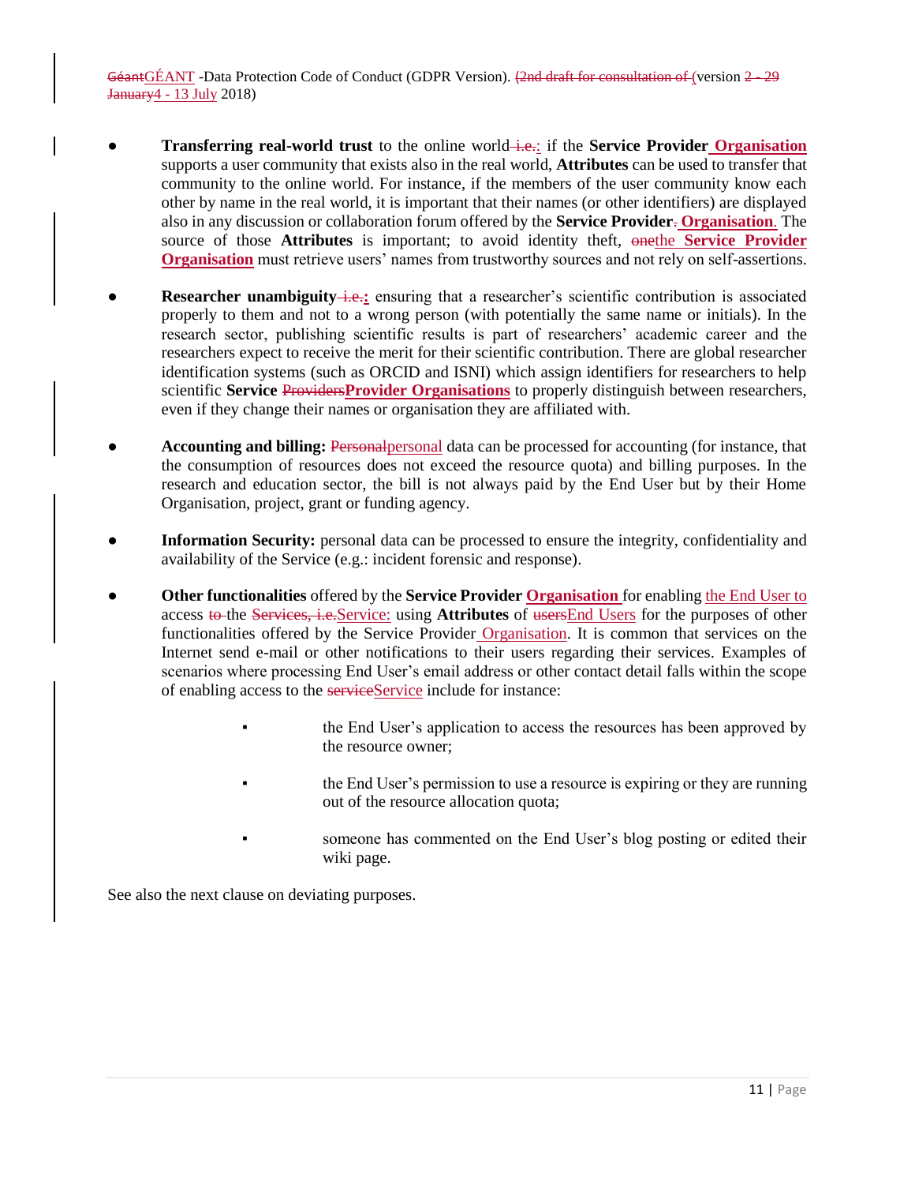- **Transferring real-world trust** to the online world: if the **Service Provider Organisation** supports a user community that exists also in the real world, **Attributes** can be used to transfer that community to the online world. For instance, if the members of the user community know each other by name in the real world, it is important that their names (or other identifiers) are displayed also in any discussion or collaboration forum offered by the **Service Provider Organisation**. The source of those **Attributes** is important; to avoid identity theft, the **Service Provider Organisation** must retrieve users' names from trustworthy sources and not rely on self-assertions.

- **Researcher unambiguity:** ensuring that a researcher's scientific contribution is associated properly to them and not to a wrong person (with potentially the same name or initials). In the research sector, publishing scientific results is part of researchers' academic career and the researchers expect to receive the merit for their scientific contribution. There are global researcher identification systems (such as ORCID and ISNI) which assign identifiers for researchers to help scientific **Service Provider Organisations** to properly distinguish between researchers, even if they change their names or organisation they are affiliated with.

- **Accounting and billing:** personal data can be processed for accounting (for instance, that the consumption of resources does not exceed the resource quota) and billing purposes. In the research and education sector, the bill is not always paid by the End User but by their Home Organisation, project, grant or funding agency.

- **Information Security:** personal data can be processed to ensure the integrity, confidentiality and availability of the Service (e.g.: incident forensic and response).

- **Other functionalities** offered by the **Service Provider Organisation** for enabling the End User to access the Service: using **Attributes** of End Users for the purposes of other functionalities offered by the Service Provider Organisation. It is common that services on the Internet send e-mail or other notifications to their users regarding their services. Examples of scenarios where processing End User's email address or other contact detail falls within the scope of enabling access to the Service include for instance:

  - the End User's application to access the resources has been approved by the resource owner;
  - the End User's permission to use a resource is expiring or they are running out of the resource allocation quota;
  - someone has commented on the End User's blog posting or edited their wiki page.

See also the next clause on deviating purposes.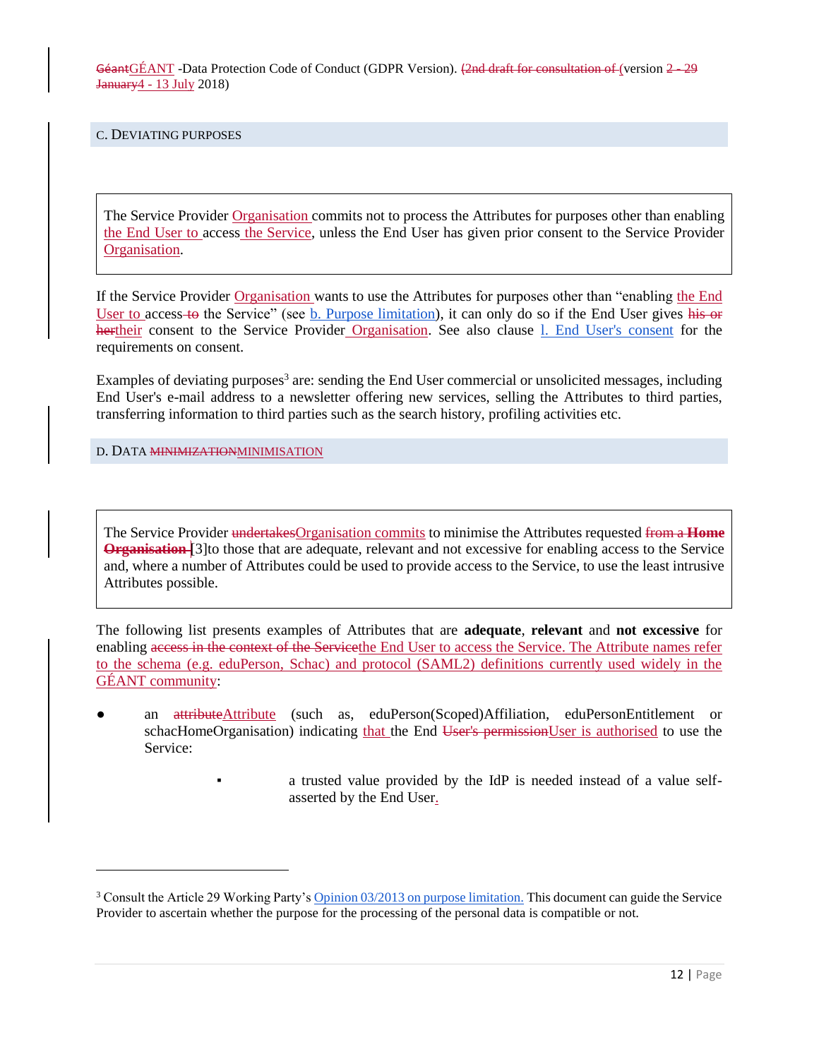## C. DEVIATING PURPOSES

> The Service Provider Organisation commits not to process the Attributes for purposes other than enabling the End User to access the Service, unless the End User has given prior consent to the Service Provider Organisation.

If the Service Provider Organisation wants to use the Attributes for purposes other than "enabling the End User to access the Service" (see b. Purpose limitation), it can only do so if the End User gives their consent to the Service Provider Organisation. See also clause l. End User's consent for the requirements on consent.

Examples of deviating purposes[3] are: sending the End User commercial or unsolicited messages, including End User's e-mail address to a newsletter offering new services, selling the Attributes to third parties, transferring information to third parties such as the search history, profiling activities etc.

## D. DATA MINIMISATION

> The Service Provider Organisation commits to minimise the Attributes requested [3]to those that are adequate, relevant and not excessive for enabling access to the Service and, where a number of Attributes could be used to provide access to the Service, to use the least intrusive Attributes possible.

The following list presents examples of Attributes that are **adequate**, **relevant** and **not excessive** for enabling the End User to access the Service. The Attribute names refer to the schema (e.g. eduPerson, Schac) and protocol (SAML2) definitions currently used widely in the GÉANT community:

- an Attribute (such as, eduPerson(Scoped)Affiliation, eduPersonEntitlement or schacHomeOrganisation) indicating that the End User is authorised to use the Service:
  - a trusted value provided by the IdP is needed instead of a value self-asserted by the End User.

---

[3] Consult the Article 29 Working Party's Opinion 03/2013 on purpose limitation. This document can guide the Service Provider to ascertain whether the purpose for the processing of the personal data is compatible or not.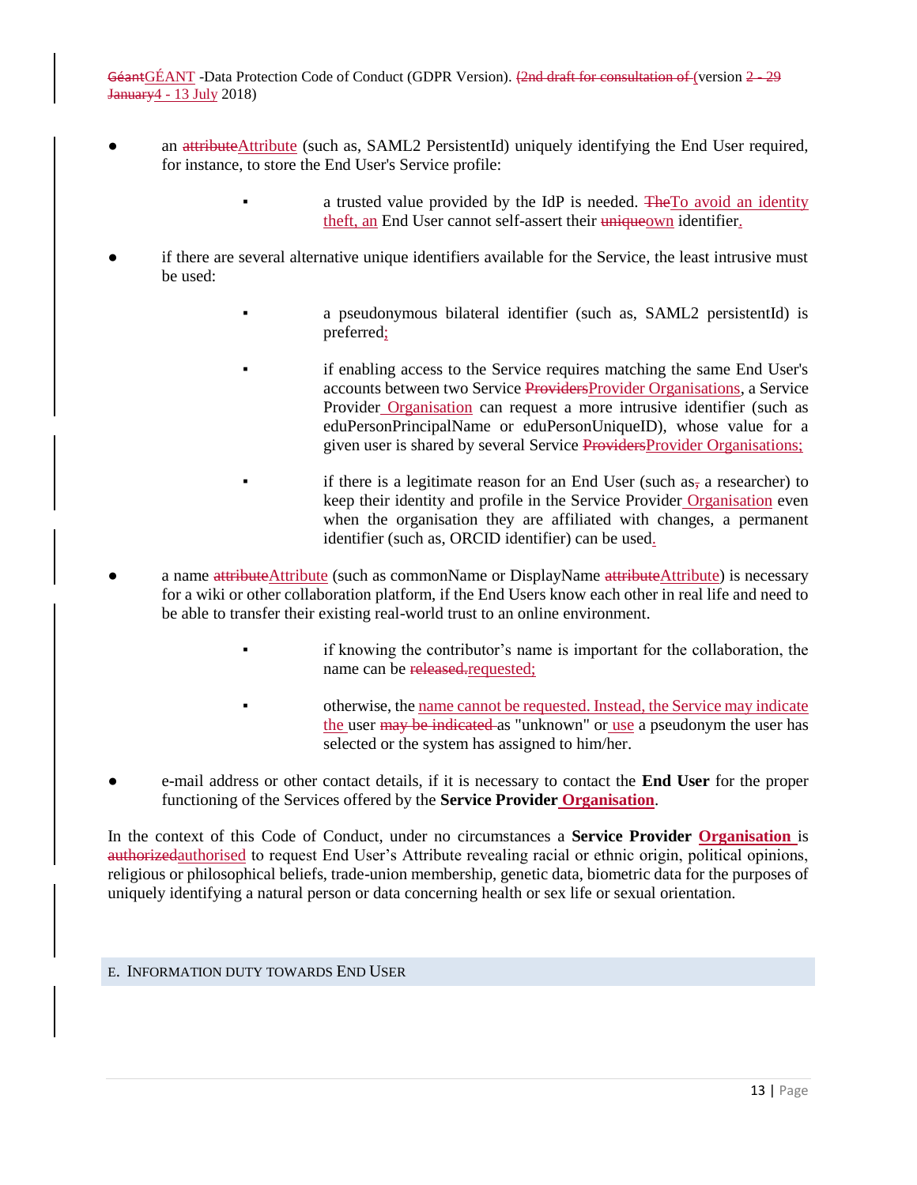- an ~~attribute~~Attribute (such as, SAML2 PersistentId) uniquely identifying the End User required, for instance, to store the End User's Service profile:
  - a trusted value provided by the IdP is needed. ~~The~~To avoid an identity theft, an End User cannot self-assert their ~~unique~~own identifier.
- if there are several alternative unique identifiers available for the Service, the least intrusive must be used:
  - a pseudonymous bilateral identifier (such as, SAML2 persistentId) is preferred;
  - if enabling access to the Service requires matching the same End User's accounts between two Service ~~Providers~~Provider Organisations, a Service Provider Organisation can request a more intrusive identifier (such as eduPersonPrincipalName or eduPersonUniqueID), whose value for a given user is shared by several Service ~~Providers~~Provider Organisations;
  - if there is a legitimate reason for an End User (such as~~,~~ a researcher) to keep their identity and profile in the Service Provider Organisation even when the organisation they are affiliated with changes, a permanent identifier (such as, ORCID identifier) can be used.
- a name ~~attribute~~Attribute (such as commonName or DisplayName ~~attribute~~Attribute) is necessary for a wiki or other collaboration platform, if the End Users know each other in real life and need to be able to transfer their existing real-world trust to an online environment.
  - if knowing the contributor's name is important for the collaboration, the name can be ~~released.~~requested;
  - otherwise, the name cannot be requested. Instead, the Service may indicate the user ~~may be indicated~~ as "unknown" or use a pseudonym the user has selected or the system has assigned to him/her.
- e-mail address or other contact details, if it is necessary to contact the **End User** for the proper functioning of the Services offered by the **Service Provider Organisation**.

In the context of this Code of Conduct, under no circumstances a **Service Provider Organisation** is ~~authorized~~authorised to request End User's Attribute revealing racial or ethnic origin, political opinions, religious or philosophical beliefs, trade-union membership, genetic data, biometric data for the purposes of uniquely identifying a natural person or data concerning health or sex life or sexual orientation.

## E. Information duty towards End User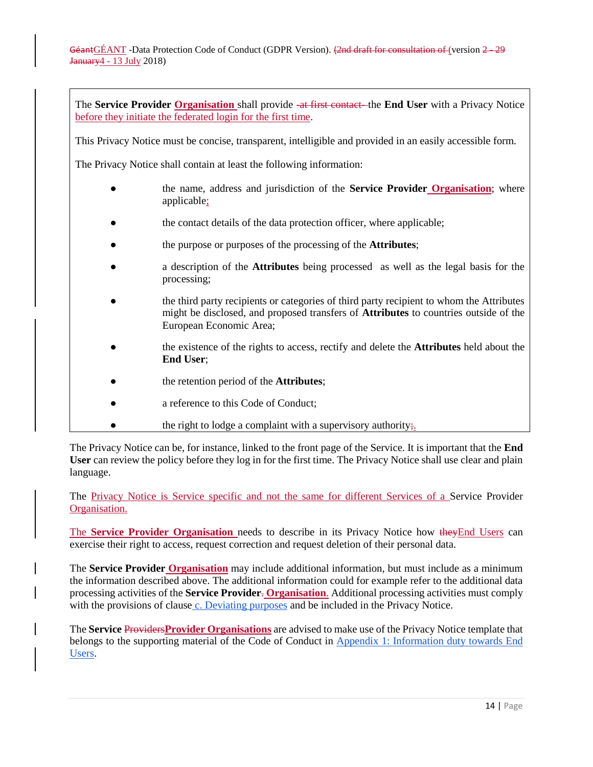The **Service Provider Organisation** shall provide the **End User** with a Privacy Notice before they initiate the federated login for the first time.

This Privacy Notice must be concise, transparent, intelligible and provided in an easily accessible form.

The Privacy Notice shall contain at least the following information:

- the name, address and jurisdiction of the **Service Provider Organisation**; where applicable;
- the contact details of the data protection officer, where applicable;
- the purpose or purposes of the processing of the **Attributes**;
- a description of the **Attributes** being processed as well as the legal basis for the processing;
- the third party recipients or categories of third party recipient to whom the Attributes might be disclosed, and proposed transfers of **Attributes** to countries outside of the European Economic Area;
- the existence of the rights to access, rectify and delete the **Attributes** held about the **End User**;
- the retention period of the **Attributes**;
- a reference to this Code of Conduct;
- the right to lodge a complaint with a supervisory authority.

The Privacy Notice can be, for instance, linked to the front page of the Service. It is important that the **End User** can review the policy before they log in for the first time. The Privacy Notice shall use clear and plain language.

The Privacy Notice is Service specific and not the same for different Services of a Service Provider Organisation.

The **Service Provider Organisation** needs to describe in its Privacy Notice how End Users can exercise their right to access, request correction and request deletion of their personal data.

The **Service Provider Organisation** may include additional information, but must include as a minimum the information described above. The additional information could for example refer to the additional data processing activities of the **Service Provider Organisation**. Additional processing activities must comply with the provisions of clause c. Deviating purposes and be included in the Privacy Notice.

The **Service Provider Organisations** are advised to make use of the Privacy Notice template that belongs to the supporting material of the Code of Conduct in Appendix 1: Information duty towards End Users.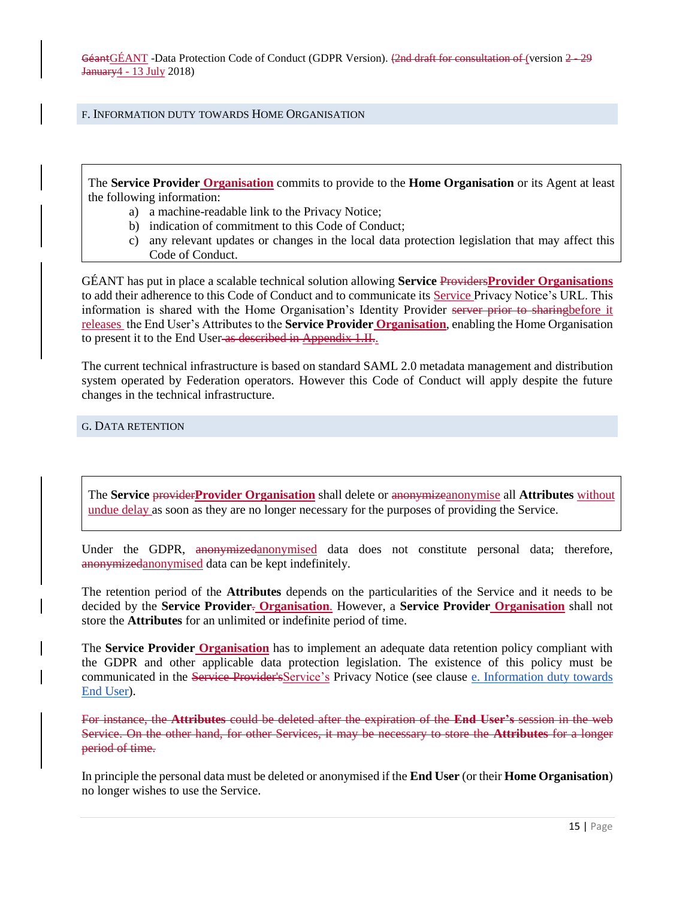## F. Information duty towards Home Organisation

> The **Service Provider Organisation** commits to provide to the **Home Organisation** or its Agent at least the following information:
>
> a) a machine-readable link to the Privacy Notice;
> b) indication of commitment to this Code of Conduct;
> c) any relevant updates or changes in the local data protection legislation that may affect this Code of Conduct.

GÉANT has put in place a scalable technical solution allowing **Service** ~~Providers~~**Provider Organisations** to add their adherence to this Code of Conduct and to communicate its Service Privacy Notice's URL. This information is shared with the Home Organisation's Identity Provider ~~server prior to sharing~~before it releases the End User's Attributes to the **Service Provider Organisation**, enabling the Home Organisation to present it to the End User~~ as described in Appendix 1.II~~.

The current technical infrastructure is based on standard SAML 2.0 metadata management and distribution system operated by Federation operators. However this Code of Conduct will apply despite the future changes in the technical infrastructure.

## G. Data retention

> The **Service** ~~provider~~**Provider Organisation** shall delete or ~~anonymize~~anonymise all **Attributes** without undue delay as soon as they are no longer necessary for the purposes of providing the Service.

Under the GDPR, ~~anonymized~~anonymised data does not constitute personal data; therefore, ~~anonymized~~anonymised data can be kept indefinitely.

The retention period of the **Attributes** depends on the particularities of the Service and it needs to be decided by the **Service Provider**~~.~~ **Organisation**. However, a **Service Provider Organisation** shall not store the **Attributes** for an unlimited or indefinite period of time.

The **Service Provider Organisation** has to implement an adequate data retention policy compliant with the GDPR and other applicable data protection legislation. The existence of this policy must be communicated in the ~~Service Provider's~~Service's Privacy Notice (see clause e. Information duty towards End User).

~~For instance, the **Attributes** could be deleted after the expiration of the **End User's** session in the web Service. On the other hand, for other Services, it may be necessary to store the **Attributes** for a longer period of time.~~

In principle the personal data must be deleted or anonymised if the **End User** (or their **Home Organisation**) no longer wishes to use the Service.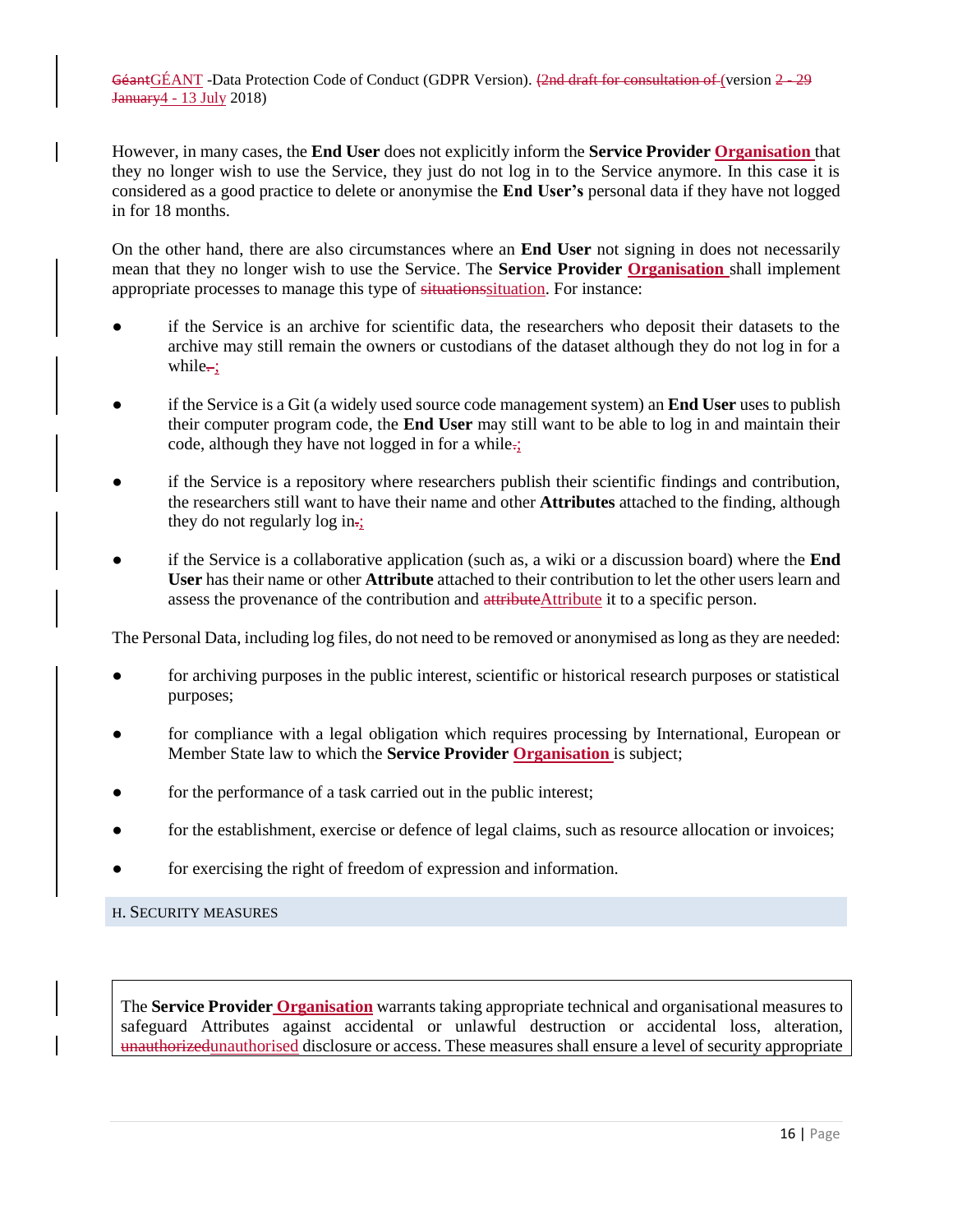However, in many cases, the **End User** does not explicitly inform the **Service Provider Organisation** that they no longer wish to use the Service, they just do not log in to the Service anymore. In this case it is considered as a good practice to delete or anonymise the **End User's** personal data if they have not logged in for 18 months.

On the other hand, there are also circumstances where an **End User** not signing in does not necessarily mean that they no longer wish to use the Service. The **Service Provider Organisation** shall implement appropriate processes to manage this type of situation. For instance:

- if the Service is an archive for scientific data, the researchers who deposit their datasets to the archive may still remain the owners or custodians of the dataset although they do not log in for a while;
- if the Service is a Git (a widely used source code management system) an **End User** uses to publish their computer program code, the **End User** may still want to be able to log in and maintain their code, although they have not logged in for a while;
- if the Service is a repository where researchers publish their scientific findings and contribution, the researchers still want to have their name and other **Attributes** attached to the finding, although they do not regularly log in;
- if the Service is a collaborative application (such as, a wiki or a discussion board) where the **End User** has their name or other **Attribute** attached to their contribution to let the other users learn and assess the provenance of the contribution and Attribute it to a specific person.

The Personal Data, including log files, do not need to be removed or anonymised as long as they are needed:

- for archiving purposes in the public interest, scientific or historical research purposes or statistical purposes;
- for compliance with a legal obligation which requires processing by International, European or Member State law to which the **Service Provider Organisation** is subject;
- for the performance of a task carried out in the public interest;
- for the establishment, exercise or defence of legal claims, such as resource allocation or invoices;
- for exercising the right of freedom of expression and information.

## H. Security measures

The **Service Provider Organisation** warrants taking appropriate technical and organisational measures to safeguard Attributes against accidental or unlawful destruction or accidental loss, alteration, unauthorised disclosure or access. These measures shall ensure a level of security appropriate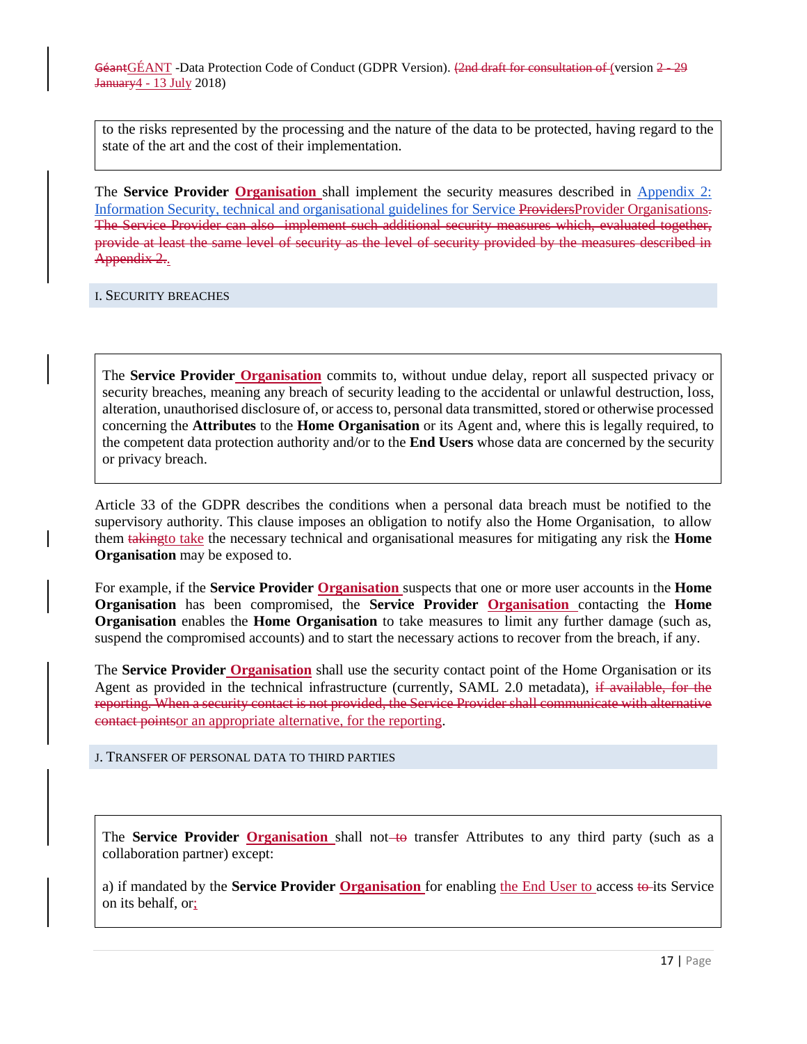to the risks represented by the processing and the nature of the data to be protected, having regard to the state of the art and the cost of their implementation.

The **Service Provider Organisation** shall implement the security measures described in Appendix 2: Information Security, technical and organisational guidelines for Service ~~Providers~~Provider Organisations~~.~~ ~~The Service Provider can also implement such additional security measures which, evaluated together, provide at least the same level of security as the level of security provided by the measures described in Appendix 2.~~.

## I. Security breaches

The **Service Provider Organisation** commits to, without undue delay, report all suspected privacy or security breaches, meaning any breach of security leading to the accidental or unlawful destruction, loss, alteration, unauthorised disclosure of, or access to, personal data transmitted, stored or otherwise processed concerning the **Attributes** to the **Home Organisation** or its Agent and, where this is legally required, to the competent data protection authority and/or to the **End Users** whose data are concerned by the security or privacy breach.

Article 33 of the GDPR describes the conditions when a personal data breach must be notified to the supervisory authority. This clause imposes an obligation to notify also the Home Organisation, to allow them ~~taking~~to take the necessary technical and organisational measures for mitigating any risk the **Home Organisation** may be exposed to.

For example, if the **Service Provider Organisation** suspects that one or more user accounts in the **Home Organisation** has been compromised, the **Service Provider Organisation** contacting the **Home Organisation** enables the **Home Organisation** to take measures to limit any further damage (such as, suspend the compromised accounts) and to start the necessary actions to recover from the breach, if any.

The **Service Provider Organisation** shall use the security contact point of the Home Organisation or its Agent as provided in the technical infrastructure (currently, SAML 2.0 metadata), ~~if available, for the reporting. When a security contact is not provided, the Service Provider shall communicate with alternative contact points~~or an appropriate alternative, for the reporting.

## J. Transfer of personal data to third parties

The **Service Provider Organisation** shall not ~~to~~ transfer Attributes to any third party (such as a collaboration partner) except:

a) if mandated by the **Service Provider Organisation** for enabling the End User to access ~~to~~ its Service on its behalf, or;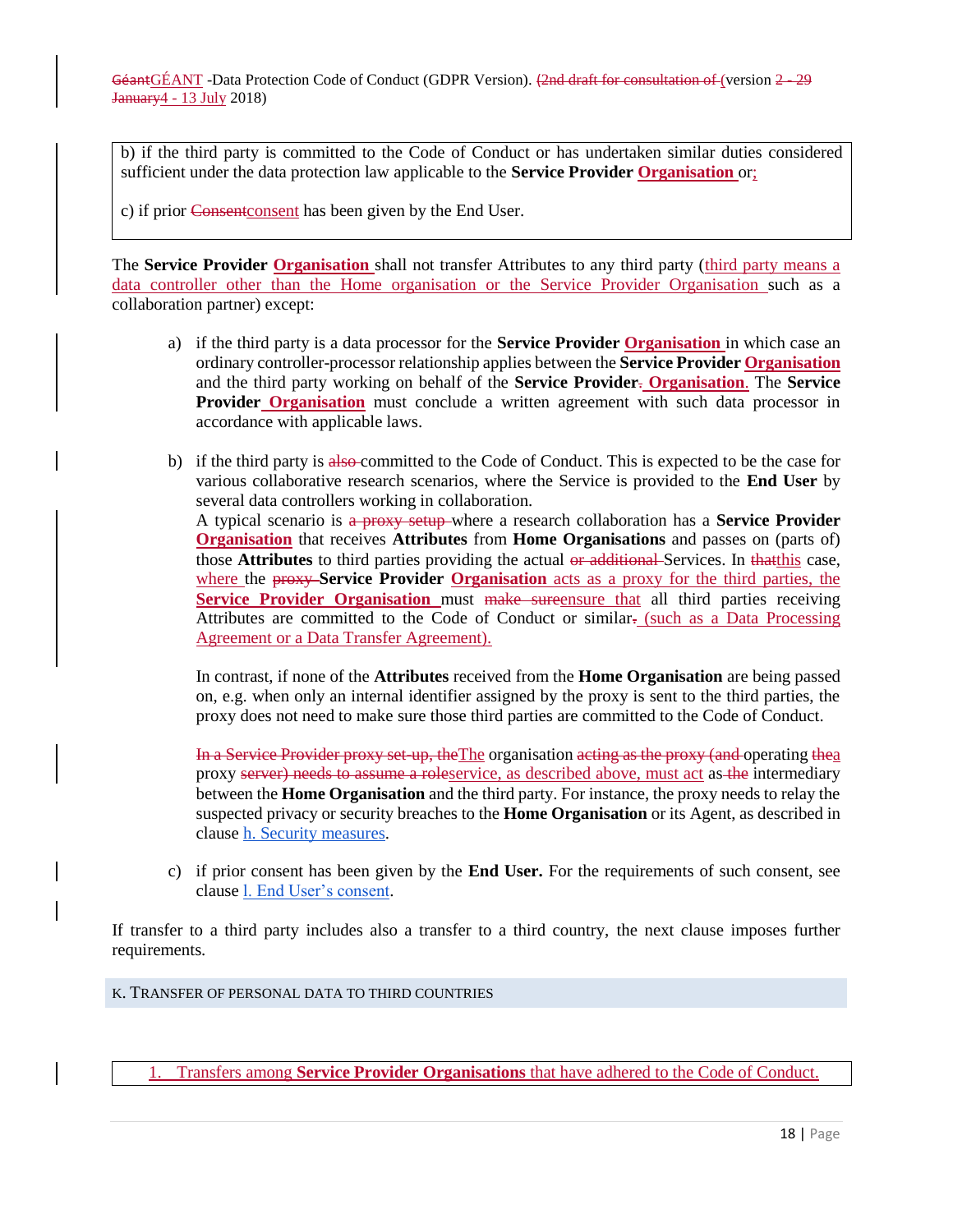b) if the third party is committed to the Code of Conduct or has undertaken similar duties considered sufficient under the data protection law applicable to the **Service Provider Organisation** or;

c) if prior ~~Consent~~consent has been given by the End User.

The **Service Provider Organisation** shall not transfer Attributes to any third party (third party means a data controller other than the Home organisation or the Service Provider Organisation such as a collaboration partner) except:

a) if the third party is a data processor for the **Service Provider Organisation** in which case an ordinary controller-processor relationship applies between the **Service Provider Organisation** and the third party working on behalf of the **Service Provider**~~.~~ **Organisation**. The **Service Provider Organisation** must conclude a written agreement with such data processor in accordance with applicable laws.

b) if the third party is ~~also~~ committed to the Code of Conduct. This is expected to be the case for various collaborative research scenarios, where the Service is provided to the **End User** by several data controllers working in collaboration.
A typical scenario is ~~a proxy setup~~ where a research collaboration has a **Service Provider Organisation** that receives **Attributes** from **Home Organisations** and passes on (parts of) those **Attributes** to third parties providing the actual ~~or additional~~ Services. In ~~that~~this case, where the ~~proxy~~ **Service Provider Organisation** acts as a proxy for the third parties, the **Service Provider Organisation** must ~~make sure~~ensure that all third parties receiving Attributes are committed to the Code of Conduct or similar~~.~~ (such as a Data Processing Agreement or a Data Transfer Agreement).

In contrast, if none of the **Attributes** received from the **Home Organisation** are being passed on, e.g. when only an internal identifier assigned by the proxy is sent to the third parties, the proxy does not need to make sure those third parties are committed to the Code of Conduct.

~~In a Service Provider proxy set-up, the~~The organisation ~~acting as the proxy (and~~ operating ~~the~~a proxy ~~server) needs to assume a role~~service, as described above, must act as ~~the~~ intermediary between the **Home Organisation** and the third party. For instance, the proxy needs to relay the suspected privacy or security breaches to the **Home Organisation** or its Agent, as described in clause h. Security measures.

c) if prior consent has been given by the **End User.** For the requirements of such consent, see clause l. End User's consent.

If transfer to a third party includes also a transfer to a third country, the next clause imposes further requirements.

## K. Transfer of personal data to third countries

1. Transfers among **Service Provider Organisations** that have adhered to the Code of Conduct.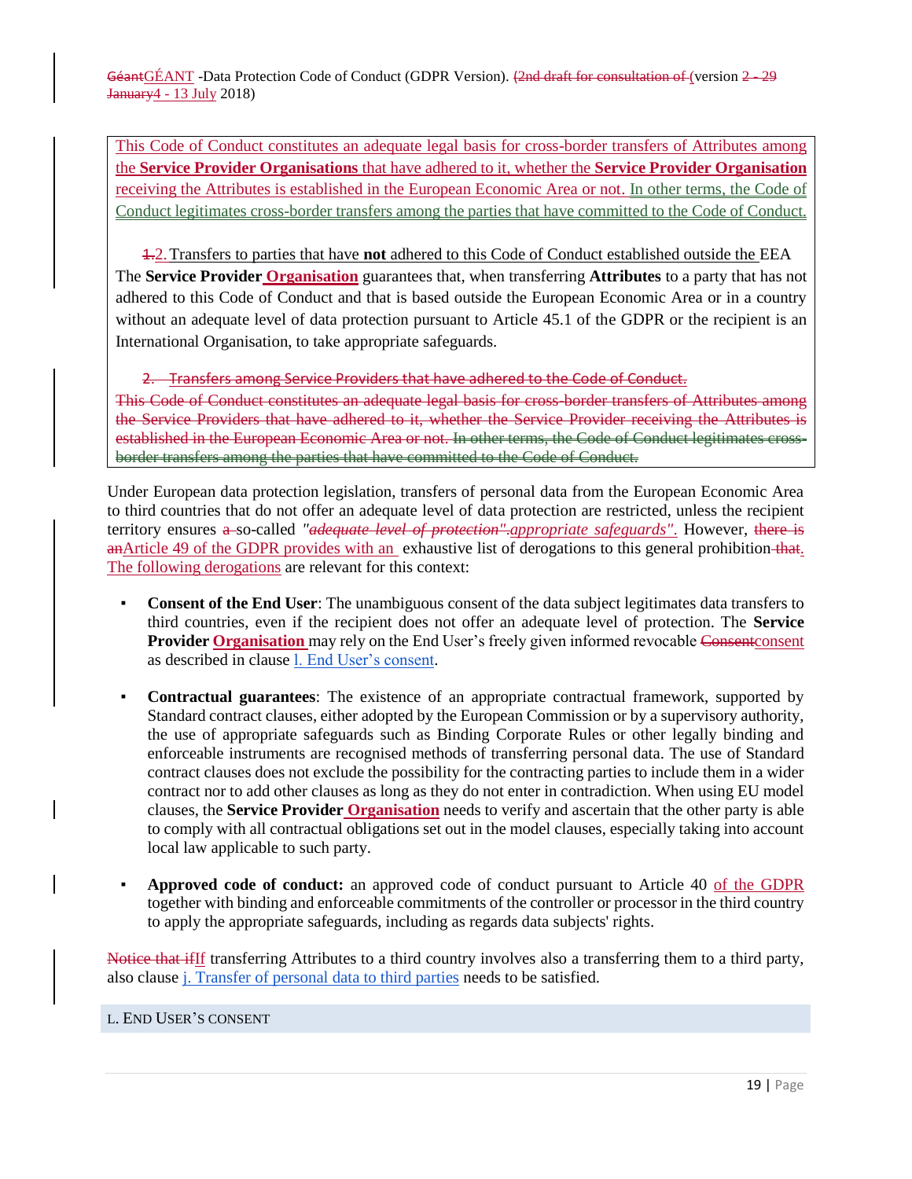This Code of Conduct constitutes an adequate legal basis for cross-border transfers of Attributes among the **Service Provider Organisations** that have adhered to it, whether the **Service Provider Organisation** receiving the Attributes is established in the European Economic Area or not. In other terms, the Code of Conduct legitimates cross-border transfers among the parties that have committed to the Code of Conduct.

2. Transfers to parties that have **not** adhered to this Code of Conduct established outside the EEA

The **Service Provider Organisation** guarantees that, when transferring **Attributes** to a party that has not adhered to this Code of Conduct and that is based outside the European Economic Area or in a country without an adequate level of data protection pursuant to Article 45.1 of the GDPR or the recipient is an International Organisation, to take appropriate safeguards.

Under European data protection legislation, transfers of personal data from the European Economic Area to third countries that do not offer an adequate level of data protection are restricted, unless the recipient territory ensures so-called *"appropriate safeguards"*. However, Article 49 of the GDPR provides with an exhaustive list of derogations to this general prohibition. The following derogations are relevant for this context:

- **Consent of the End User**: The unambiguous consent of the data subject legitimates data transfers to third countries, even if the recipient does not offer an adequate level of protection. The **Service Provider Organisation** may rely on the End User's freely given informed revocable consent as described in clause l. End User's consent.

- **Contractual guarantees**: The existence of an appropriate contractual framework, supported by Standard contract clauses, either adopted by the European Commission or by a supervisory authority, the use of appropriate safeguards such as Binding Corporate Rules or other legally binding and enforceable instruments are recognised methods of transferring personal data. The use of Standard contract clauses does not exclude the possibility for the contracting parties to include them in a wider contract nor to add other clauses as long as they do not enter in contradiction. When using EU model clauses, the **Service Provider Organisation** needs to verify and ascertain that the other party is able to comply with all contractual obligations set out in the model clauses, especially taking into account local law applicable to such party.

- **Approved code of conduct:** an approved code of conduct pursuant to Article 40 of the GDPR together with binding and enforceable commitments of the controller or processor in the third country to apply the appropriate safeguards, including as regards data subjects' rights.

If transferring Attributes to a third country involves also a transferring them to a third party, also clause j. Transfer of personal data to third parties needs to be satisfied.

## L. End User's consent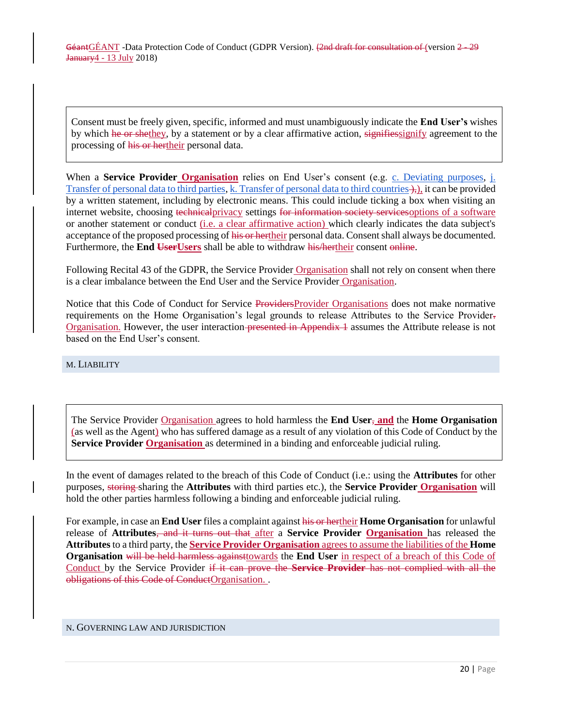Consent must be freely given, specific, informed and must unambiguously indicate the **End User's** wishes by which ~~he or she~~they, by a statement or by a clear affirmative action, ~~signifies~~signify agreement to the processing of ~~his or her~~their personal data.

When a **Service Provider Organisation** relies on End User's consent (e.g. c. Deviating purposes, j. Transfer of personal data to third parties, k. Transfer of personal data to third countries ~~)~~), it can be provided by a written statement, including by electronic means. This could include ticking a box when visiting an internet website, choosing ~~technical~~privacy settings ~~for information society services~~options of a software or another statement or conduct (i.e. a clear affirmative action) which clearly indicates the data subject's acceptance of the proposed processing of ~~his or her~~their personal data. Consent shall always be documented. Furthermore, the **End ~~User~~Users** shall be able to withdraw ~~his/her~~their consent ~~online~~.

Following Recital 43 of the GDPR, the Service Provider Organisation shall not rely on consent when there is a clear imbalance between the End User and the Service Provider Organisation.

Notice that this Code of Conduct for Service ~~Providers~~Provider Organisations does not make normative requirements on the Home Organisation's legal grounds to release Attributes to the Service Provider~~.~~ Organisation. However, the user interaction ~~presented in Appendix 1~~ assumes the Attribute release is not based on the End User's consent.

## M. Liability

The Service Provider Organisation agrees to hold harmless the **End User~~,~~ and** the **Home Organisation** (as well as the Agent) who has suffered damage as a result of any violation of this Code of Conduct by the **Service Provider Organisation** as determined in a binding and enforceable judicial ruling.

In the event of damages related to the breach of this Code of Conduct (i.e.: using the **Attributes** for other purposes, ~~storing~~ sharing the **Attributes** with third parties etc.), the **Service Provider Organisation** will hold the other parties harmless following a binding and enforceable judicial ruling.

For example, in case an **End User** files a complaint against ~~his or her~~their **Home Organisation** for unlawful release of **Attributes**~~, and it turns out that~~ after a **Service Provider Organisation** has released the **Attributes** to a third party, the **Service Provider Organisation** agrees to assume the liabilities of the **Home Organisation** ~~will be held harmless against~~towards the **End User** in respect of a breach of this Code of Conduct by the Service Provider ~~if it can prove the **Service Provider** has not complied with all the obligations of this Code of Conduct~~Organisation. .

## N. Governing Law and Jurisdiction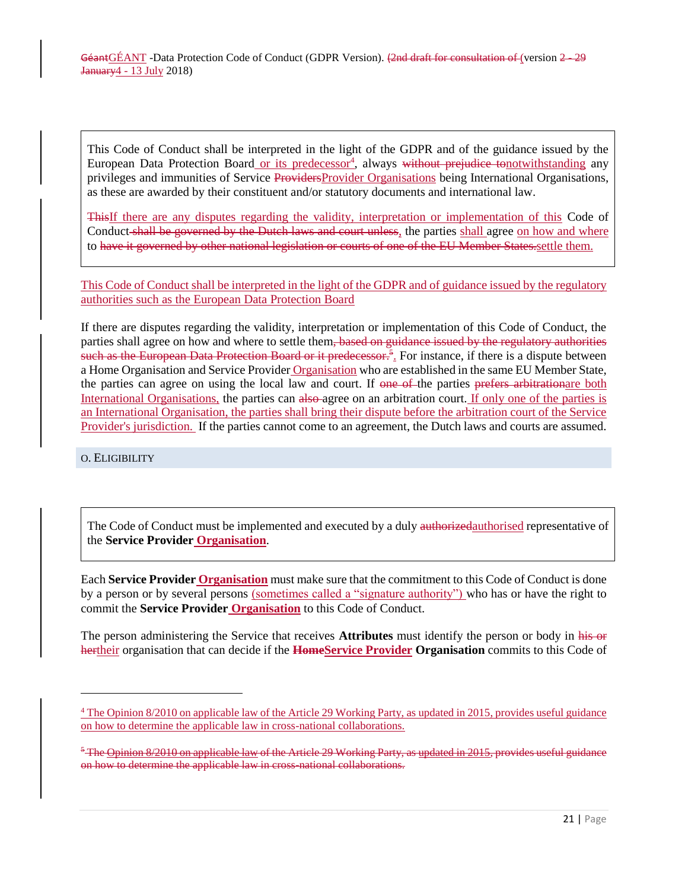> This Code of Conduct shall be interpreted in the light of the GDPR and of the guidance issued by the European Data Protection Board or its predecessor[4], always ~~without prejudice to~~notwithstanding any privileges and immunities of Service ~~Providers~~Provider Organisations being International Organisations, as these are awarded by their constituent and/or statutory documents and international law.
>
> ~~This~~If there are any disputes regarding the validity, interpretation or implementation of this Code of Conduct ~~shall be governed by the Dutch laws and court unless~~, the parties shall agree on how and where to ~~have it governed by other national legislation or courts of one of the EU Member States.~~settle them.

This Code of Conduct shall be interpreted in the light of the GDPR and of guidance issued by the regulatory authorities such as the European Data Protection Board

If there are disputes regarding the validity, interpretation or implementation of this Code of Conduct, the parties shall agree on how and where to settle them~~, based on guidance issued by the regulatory authorities such as the European Data Protection Board or it predecessor.~~[5]. For instance, if there is a dispute between a Home Organisation and Service Provider Organisation who are established in the same EU Member State, the parties can agree on using the local law and court. If ~~one of~~ the parties ~~prefers arbitration~~are both International Organisations, the parties can ~~also~~ agree on an arbitration court. If only one of the parties is an International Organisation, the parties shall bring their dispute before the arbitration court of the Service Provider's jurisdiction. If the parties cannot come to an agreement, the Dutch laws and courts are assumed.

## O. Eligibility

> The Code of Conduct must be implemented and executed by a duly ~~authorized~~authorised representative of the **Service Provider Organisation**.

Each **Service Provider Organisation** must make sure that the commitment to this Code of Conduct is done by a person or by several persons (sometimes called a "signature authority") who has or have the right to commit the **Service Provider Organisation** to this Code of Conduct.

The person administering the Service that receives **Attributes** must identify the person or body in ~~his or her~~their organisation that can decide if the ~~**Home**~~**Service Provider Organisation** commits to this Code of

---

[4] The Opinion 8/2010 on applicable law of the Article 29 Working Party, as updated in 2015, provides useful guidance on how to determine the applicable law in cross-national collaborations.

~~[5] The Opinion 8/2010 on applicable law of the Article 29 Working Party, as updated in 2015, provides useful guidance on how to determine the applicable law in cross-national collaborations.~~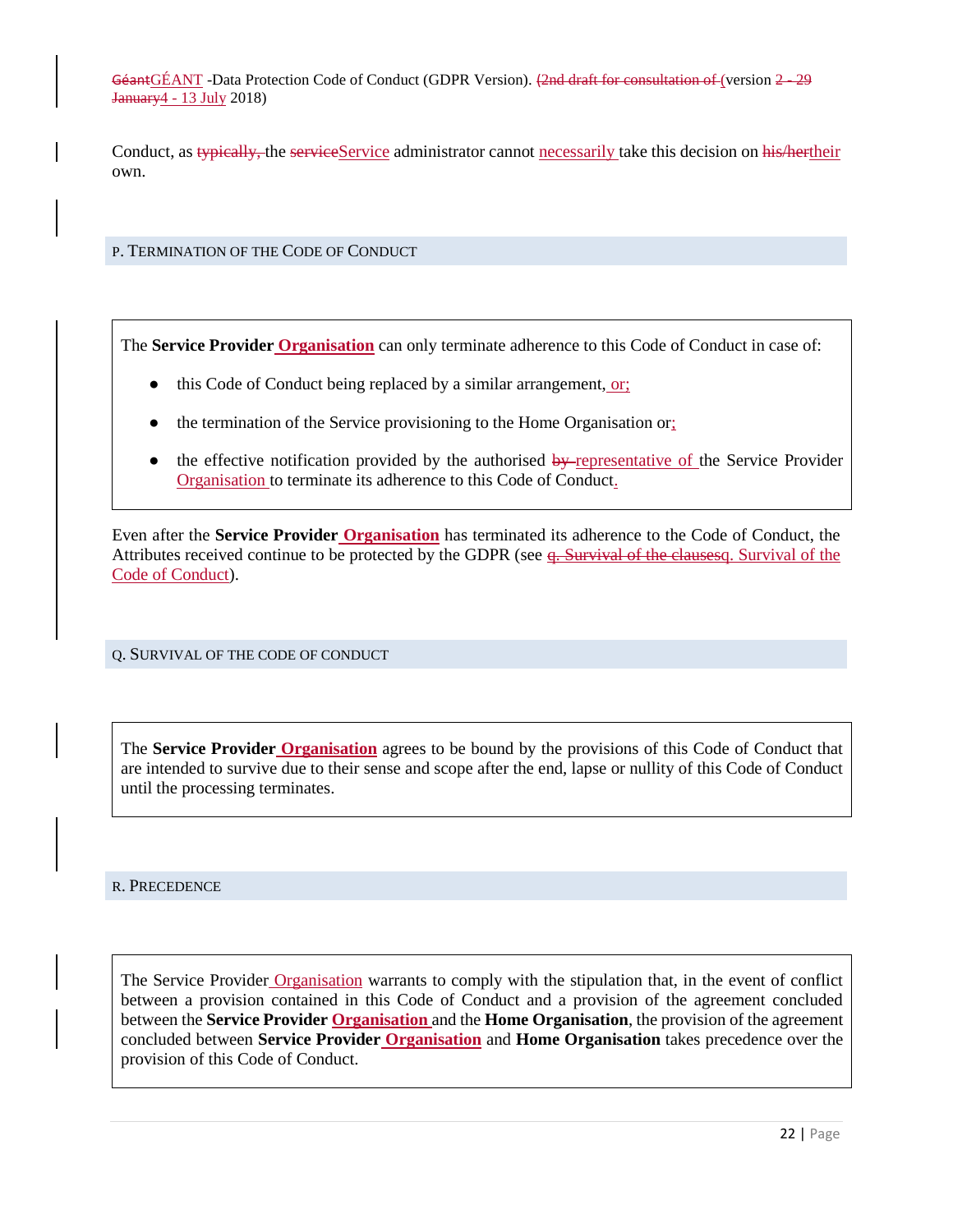Conduct, as ~~typically,~~ the ~~service~~Service administrator cannot necessarily take this decision on ~~his/her~~their own.

## P. Termination of the Code of Conduct

The **Service Provider Organisation** can only terminate adherence to this Code of Conduct in case of:

- this Code of Conduct being replaced by a similar arrangement, or;
- the termination of the Service provisioning to the Home Organisation or;
- the effective notification provided by the authorised ~~by~~ representative of the Service Provider Organisation to terminate its adherence to this Code of Conduct.

Even after the **Service Provider Organisation** has terminated its adherence to the Code of Conduct, the Attributes received continue to be protected by the GDPR (see ~~q. Survival of the clauses~~q. Survival of the Code of Conduct).

## Q. Survival of the Code of Conduct

The **Service Provider Organisation** agrees to be bound by the provisions of this Code of Conduct that are intended to survive due to their sense and scope after the end, lapse or nullity of this Code of Conduct until the processing terminates.

## R. Precedence

The Service Provider Organisation warrants to comply with the stipulation that, in the event of conflict between a provision contained in this Code of Conduct and a provision of the agreement concluded between the **Service Provider Organisation** and the **Home Organisation**, the provision of the agreement concluded between **Service Provider Organisation** and **Home Organisation** takes precedence over the provision of this Code of Conduct.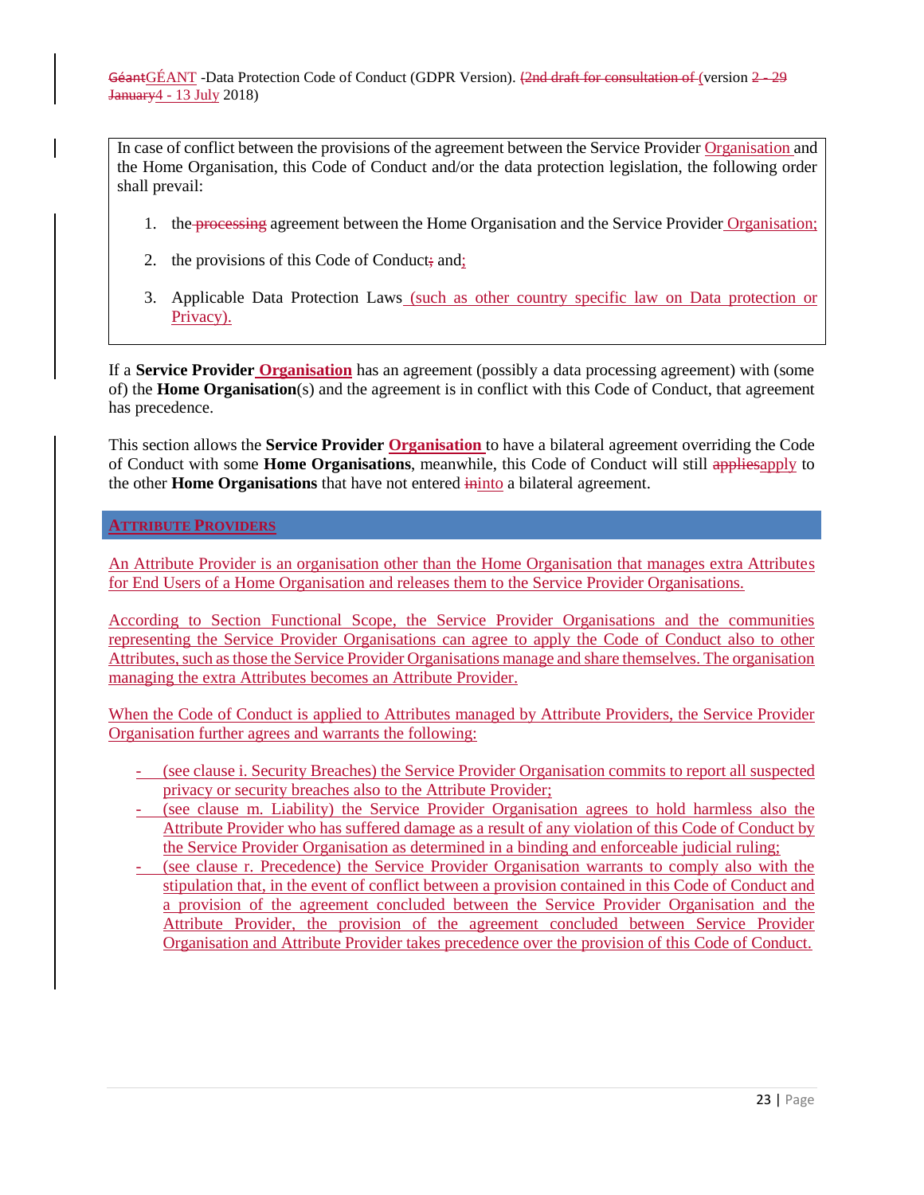In case of conflict between the provisions of the agreement between the Service Provider Organisation and the Home Organisation, this Code of Conduct and/or the data protection legislation, the following order shall prevail:

1. the agreement between the Home Organisation and the Service Provider Organisation;
2. the provisions of this Code of Conduct and;
3. Applicable Data Protection Laws (such as other country specific law on Data protection or Privacy).

If a **Service Provider Organisation** has an agreement (possibly a data processing agreement) with (some of) the **Home Organisation**(s) and the agreement is in conflict with this Code of Conduct, that agreement has precedence.

This section allows the **Service Provider Organisation** to have a bilateral agreement overriding the Code of Conduct with some **Home Organisations**, meanwhile, this Code of Conduct will still apply to the other **Home Organisations** that have not entered into a bilateral agreement.

## ATTRIBUTE PROVIDERS

An Attribute Provider is an organisation other than the Home Organisation that manages extra Attributes for End Users of a Home Organisation and releases them to the Service Provider Organisations.

According to Section Functional Scope, the Service Provider Organisations and the communities representing the Service Provider Organisations can agree to apply the Code of Conduct also to other Attributes, such as those the Service Provider Organisations manage and share themselves. The organisation managing the extra Attributes becomes an Attribute Provider.

When the Code of Conduct is applied to Attributes managed by Attribute Providers, the Service Provider Organisation further agrees and warrants the following:

- (see clause i. Security Breaches) the Service Provider Organisation commits to report all suspected privacy or security breaches also to the Attribute Provider;
- (see clause m. Liability) the Service Provider Organisation agrees to hold harmless also the Attribute Provider who has suffered damage as a result of any violation of this Code of Conduct by the Service Provider Organisation as determined in a binding and enforceable judicial ruling;
- (see clause r. Precedence) the Service Provider Organisation warrants to comply also with the stipulation that, in the event of conflict between a provision contained in this Code of Conduct and a provision of the agreement concluded between the Service Provider Organisation and the Attribute Provider, the provision of the agreement concluded between Service Provider Organisation and Attribute Provider takes precedence over the provision of this Code of Conduct.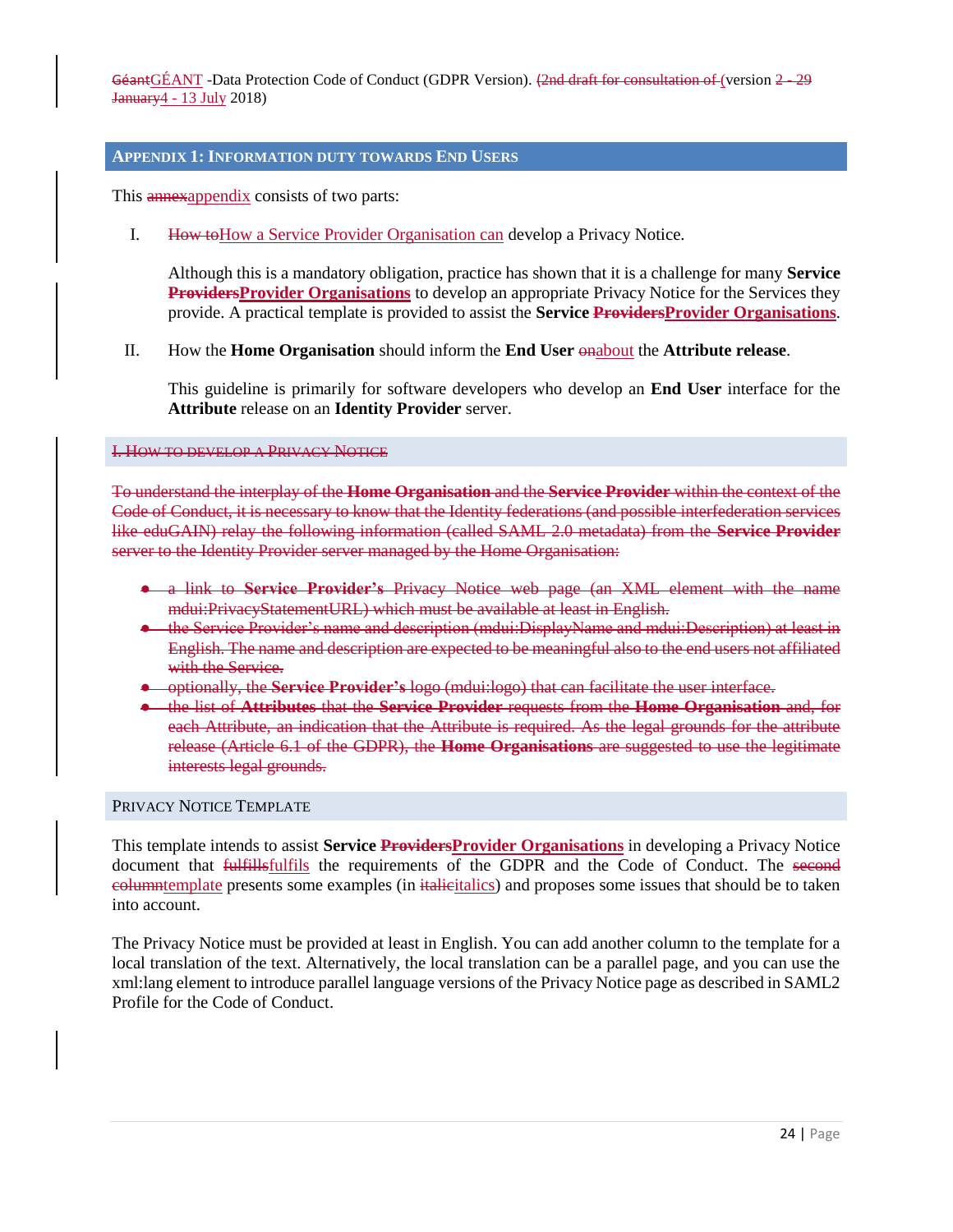## Appendix 1: Information duty towards End Users

This ~~annex~~appendix consists of two parts:

I. ~~How to~~How a Service Provider Organisation can develop a Privacy Notice.

   Although this is a mandatory obligation, practice has shown that it is a challenge for many **Service** **~~Providers~~Provider Organisations** to develop an appropriate Privacy Notice for the Services they provide. A practical template is provided to assist the **Service** **~~Providers~~Provider Organisations**.

II. How the **Home Organisation** should inform the **End User** ~~on~~about the **Attribute release**.

   This guideline is primarily for software developers who develop an **End User** interface for the **Attribute** release on an **Identity Provider** server.

### ~~I. How to develop a Privacy Notice~~

~~To understand the interplay of the **Home Organisation** and the **Service Provider** within the context of the Code of Conduct, it is necessary to know that the Identity federations (and possible interfederation services like eduGAIN) relay the following information (called SAML 2.0 metadata) from the **Service Provider** server to the Identity Provider server managed by the Home Organisation:~~

- ~~a link to **Service Provider's** Privacy Notice web page (an XML element with the name mdui:PrivacyStatementURL) which must be available at least in English.~~
- ~~the Service Provider's name and description (mdui:DisplayName and mdui:Description) at least in English. The name and description are expected to be meaningful also to the end users not affiliated with the Service.~~
- ~~optionally, the **Service Provider's** logo (mdui:logo) that can facilitate the user interface.~~
- ~~the list of **Attributes** that the **Service Provider** requests from the **Home Organisation** and, for each Attribute, an indication that the Attribute is required. As the legal grounds for the attribute release (Article 6.1 of the GDPR), the **Home Organisations** are suggested to use the legitimate interests legal grounds.~~

### Privacy Notice Template

This template intends to assist **Service** **~~Providers~~Provider Organisations** in developing a Privacy Notice document that ~~fulfills~~fulfils the requirements of the GDPR and the Code of Conduct. The ~~second column~~template presents some examples (in ~~italic~~italics) and proposes some issues that should be to taken into account.

The Privacy Notice must be provided at least in English. You can add another column to the template for a local translation of the text. Alternatively, the local translation can be a parallel page, and you can use the xml:lang element to introduce parallel language versions of the Privacy Notice page as described in SAML2 Profile for the Code of Conduct.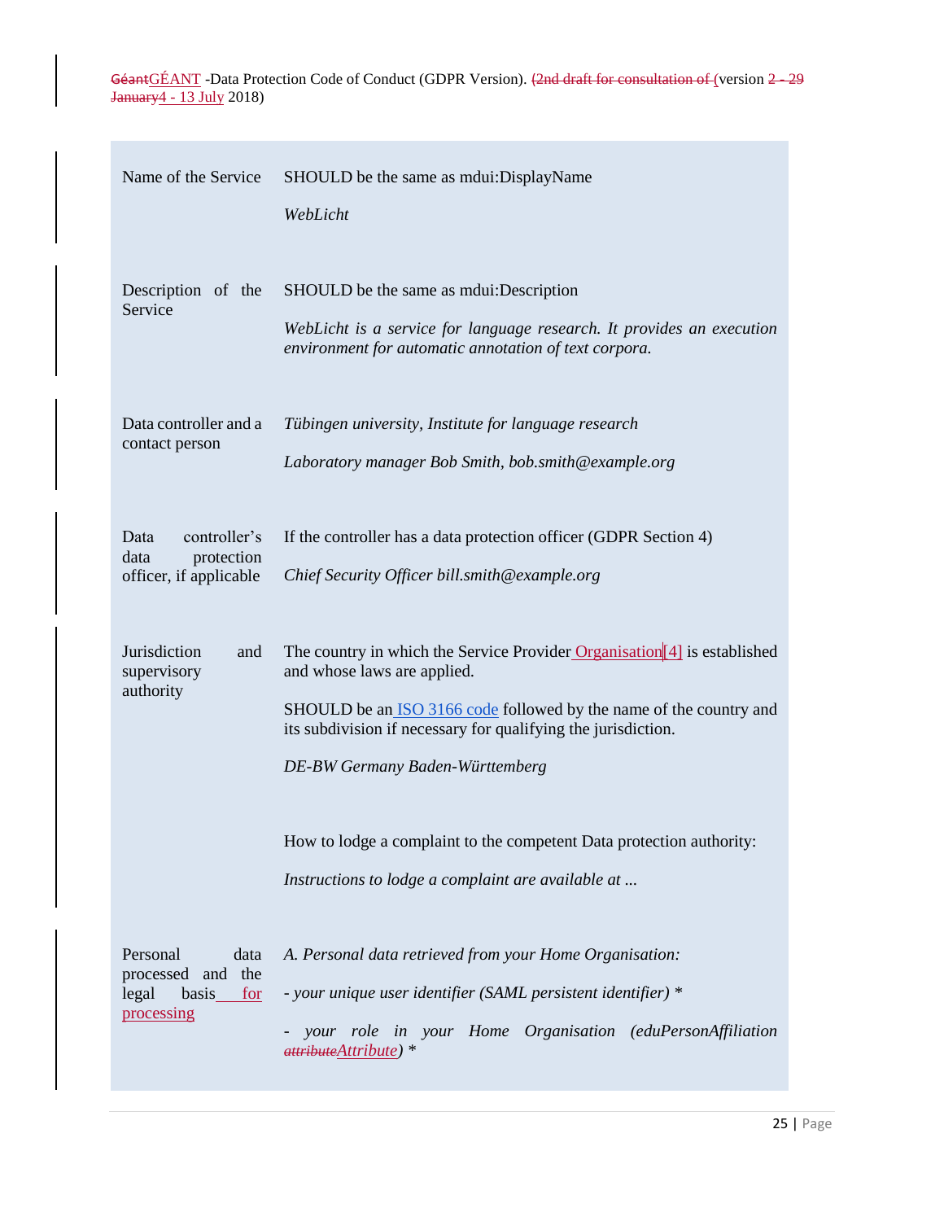| | |
|---|---|
| Name of the Service | SHOULD be the same as mdui:DisplayName<br><br>*WebLicht* |
| Description of the Service | SHOULD be the same as mdui:Description<br><br>*WebLicht is a service for language research. It provides an execution environment for automatic annotation of text corpora.* |
| Data controller and a contact person | *Tübingen university, Institute for language research*<br><br>*Laboratory manager Bob Smith, bob.smith@example.org* |
| Data controller's data protection officer, if applicable | If the controller has a data protection officer (GDPR Section 4)<br><br>*Chief Security Officer bill.smith@example.org* |
| Jurisdiction and supervisory authority | The country in which the Service Provider Organisation[4] is established and whose laws are applied.<br><br>SHOULD be an ISO 3166 code followed by the name of the country and its subdivision if necessary for qualifying the jurisdiction.<br><br>*DE-BW Germany Baden-Württemberg*<br><br>How to lodge a complaint to the competent Data protection authority:<br><br>*Instructions to lodge a complaint are available at ...* |
| Personal data processed and the legal basis for processing | *A. Personal data retrieved from your Home Organisation:*<br><br>*- your unique user identifier (SAML persistent identifier) **<br><br>*- your role in your Home Organisation (eduPersonAffiliation Attribute) ** |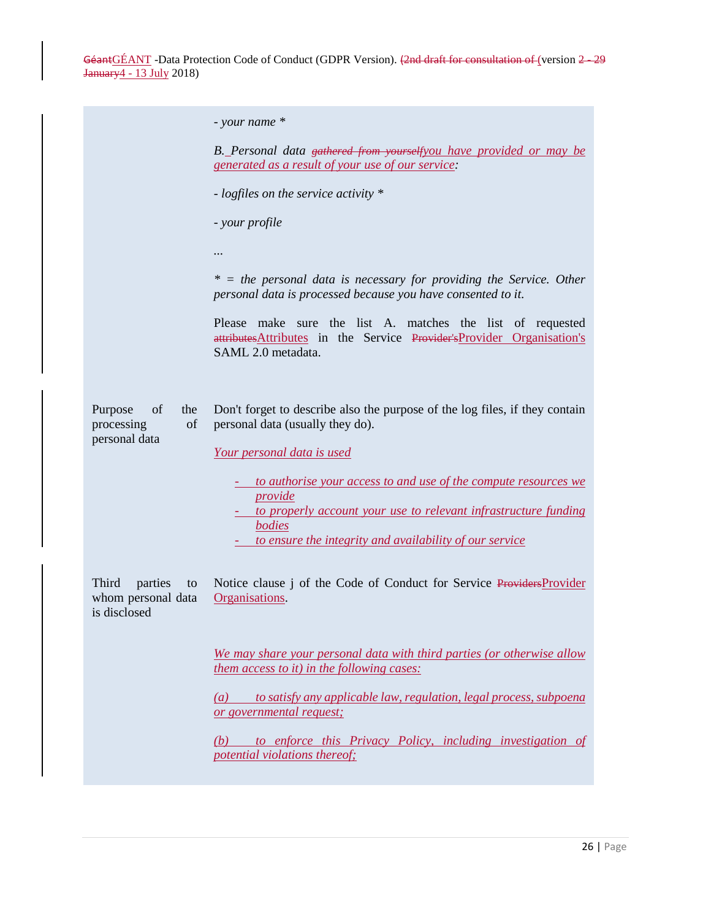| | |
|---|---|
| | *- your name ** <br><br> *B. Personal data ~~gathered from yourself~~you have provided or may be generated as a result of your use of our service:* <br><br> *- logfiles on the service activity ** <br><br> *- your profile* <br><br> *...* <br><br> ** = the personal data is necessary for providing the Service. Other personal data is processed because you have consented to it.* <br><br> Please make sure the list A. matches the list of requested ~~attributes~~Attributes in the Service ~~Provider's~~Provider Organisation's SAML 2.0 metadata. |
| Purpose of the processing of personal data | Don't forget to describe also the purpose of the log files, if they contain personal data (usually they do). <br><br> *Your personal data is used* <br><br> *- to authorise your access to and use of the compute resources we provide* <br> *- to properly account your use to relevant infrastructure funding bodies* <br> *- to ensure the integrity and availability of our service* |
| Third parties to whom personal data is disclosed | Notice clause j of the Code of Conduct for Service ~~Providers~~Provider Organisations. <br><br> *We may share your personal data with third parties (or otherwise allow them access to it) in the following cases:* <br><br> *(a) to satisfy any applicable law, regulation, legal process, subpoena or governmental request;* <br><br> *(b) to enforce this Privacy Policy, including investigation of potential violations thereof;* |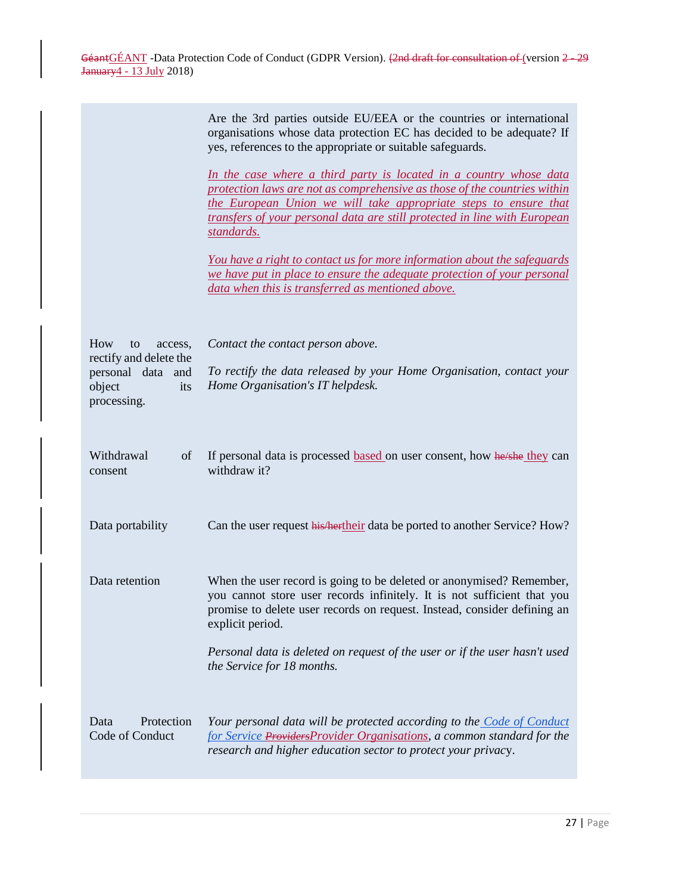| | |
|---|---|
| | Are the 3rd parties outside EU/EEA or the countries or international organisations whose data protection EC has decided to be adequate? If yes, references to the appropriate or suitable safeguards.<br><br>*In the case where a third party is located in a country whose data protection laws are not as comprehensive as those of the countries within the European Union we will take appropriate steps to ensure that transfers of your personal data are still protected in line with European standards.*<br><br>*You have a right to contact us for more information about the safeguards we have put in place to ensure the adequate protection of your personal data when this is transferred as mentioned above.* |
| How to access, rectify and delete the personal data and object its processing. | *Contact the contact person above.*<br><br>*To rectify the data released by your Home Organisation, contact your Home Organisation's IT helpdesk.* |
| Withdrawal of consent | If personal data is processed ~~based~~ based on user consent, how ~~he/she~~ they can withdraw it? |
| Data portability | Can the user request ~~his/her~~their data be ported to another Service? How? |
| Data retention | When the user record is going to be deleted or anonymised? Remember, you cannot store user records infinitely. It is not sufficient that you promise to delete user records on request. Instead, consider defining an explicit period.<br><br>*Personal data is deleted on request of the user or if the user hasn't used the Service for 18 months.* |
| Data Protection Code of Conduct | *Your personal data will be protected according to the Code of Conduct for Service ~~Providers~~Provider Organisations, a common standard for the research and higher education sector to protect your privacy.* |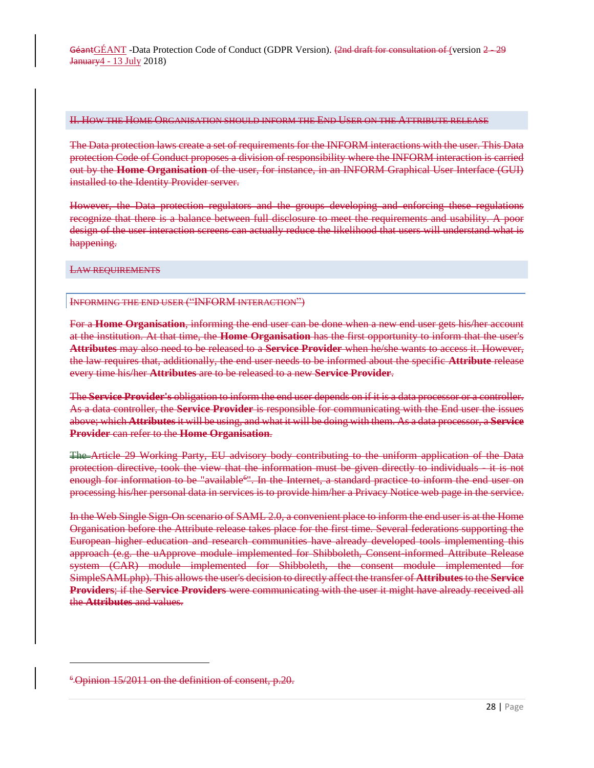## II. How the Home Organisation should inform the End User on the Attribute release

The Data protection laws create a set of requirements for the INFORM interactions with the user. This Data protection Code of Conduct proposes a division of responsibility where the INFORM interaction is carried out by the **Home Organisation** of the user, for instance, in an INFORM Graphical User Interface (GUI) installed to the Identity Provider server.

However, the Data protection regulators and the groups developing and enforcing these regulations recognize that there is a balance between full disclosure to meet the requirements and usability. A poor design of the user interaction screens can actually reduce the likelihood that users will understand what is happening.

### Law requirements

#### Informing the end user ("INFORM interaction")

For a **Home Organisation**, informing the end user can be done when a new end user gets his/her account at the institution. At that time, the **Home Organisation** has the first opportunity to inform that the user's **Attributes** may also need to be released to a **Service Provider** when he/she wants to access it. However, the law requires that, additionally, the end user needs to be informed about the specific **Attribute** release every time his/her **Attributes** are to be released to a new **Service Provider**.

The **Service Provider's** obligation to inform the end user depends on if it is a data processor or a controller. As a data controller, the **Service Provider** is responsible for communicating with the End user the issues above; which **Attributes** it will be using, and what it will be doing with them. As a data processor, a **Service Provider** can refer to the **Home Organisation**.

The Article 29 Working Party, EU advisory body contributing to the uniform application of the Data protection directive, took the view that the information must be given directly to individuals - it is not enough for information to be "available"[6]. In the Internet, a standard practice to inform the end user on processing his/her personal data in services is to provide him/her a Privacy Notice web page in the service.

In the Web Single Sign-On scenario of SAML 2.0, a convenient place to inform the end user is at the Home Organisation before the Attribute release takes place for the first time. Several federations supporting the European higher education and research communities have already developed tools implementing this approach (e.g. the uApprove module implemented for Shibboleth, Consent-informed Attribute Release system (CAR) module implemented for Shibboleth, the consent module implemented for SimpleSAMLphp). This allows the user's decision to directly affect the transfer of **Attributes** to the **Service Providers**; if the **Service Providers** were communicating with the user it might have already received all the **Attributes** and values.

---

[6] Opinion 15/2011 on the definition of consent, p.20.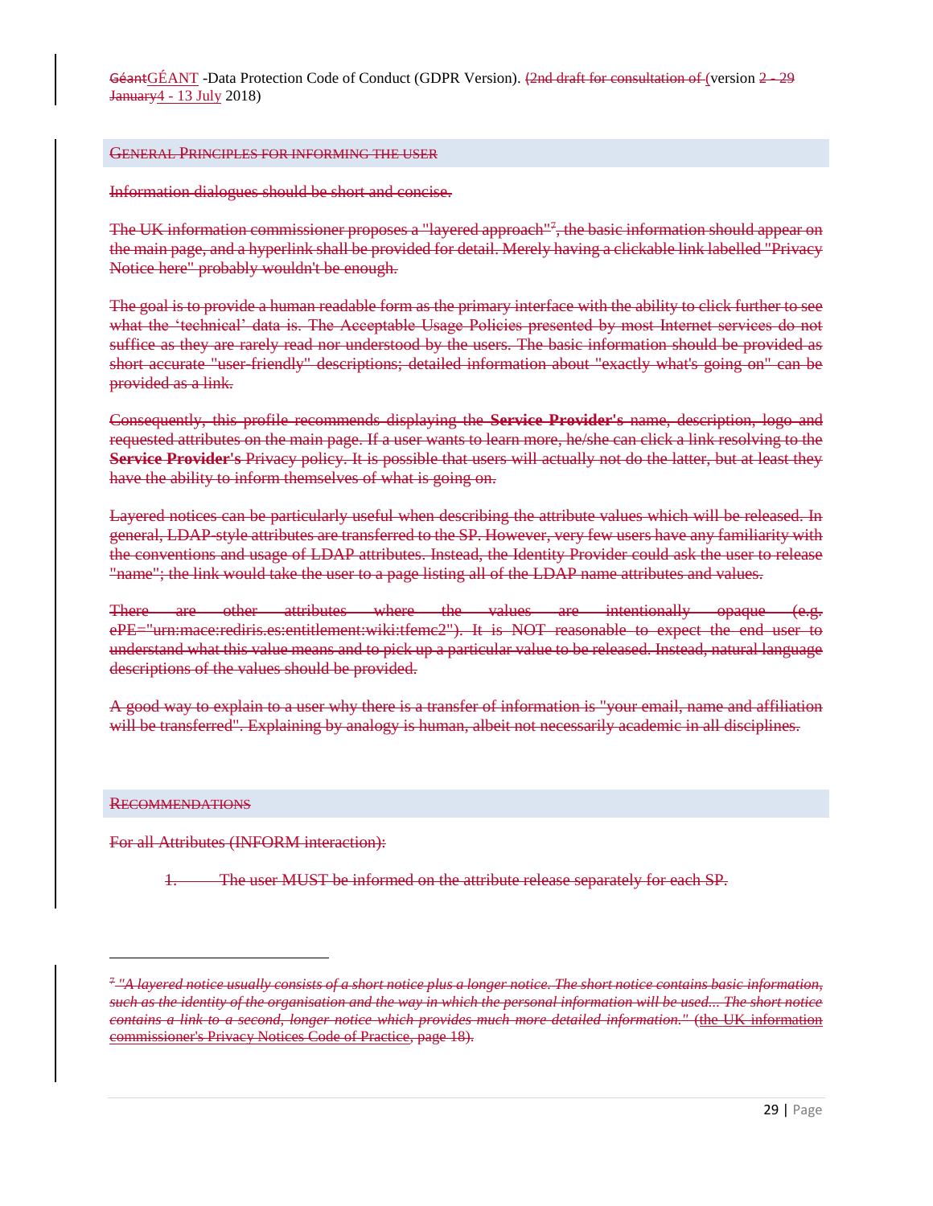## General Principles for informing the user

Information dialogues should be short and concise.

The UK information commissioner proposes a "layered approach"[7], the basic information should appear on the main page, and a hyperlink shall be provided for detail. Merely having a clickable link labelled "Privacy Notice here" probably wouldn't be enough.

The goal is to provide a human readable form as the primary interface with the ability to click further to see what the 'technical' data is. The Acceptable Usage Policies presented by most Internet services do not suffice as they are rarely read nor understood by the users. The basic information should be provided as short accurate "user-friendly" descriptions; detailed information about "exactly what's going on" can be provided as a link.

Consequently, this profile recommends displaying the **Service Provider's** name, description, logo and requested attributes on the main page. If a user wants to learn more, he/she can click a link resolving to the **Service Provider's** Privacy policy. It is possible that users will actually not do the latter, but at least they have the ability to inform themselves of what is going on.

Layered notices can be particularly useful when describing the attribute values which will be released. In general, LDAP-style attributes are transferred to the SP. However, very few users have any familiarity with the conventions and usage of LDAP attributes. Instead, the Identity Provider could ask the user to release "name"; the link would take the user to a page listing all of the LDAP name attributes and values.

There are other attributes where the values are intentionally opaque (e.g. ePE="urn:mace:rediris.es:entitlement:wiki:tfemc2"). It is NOT reasonable to expect the end user to understand what this value means and to pick up a particular value to be released. Instead, natural language descriptions of the values should be provided.

A good way to explain to a user why there is a transfer of information is "your email, name and affiliation will be transferred". Explaining by analogy is human, albeit not necessarily academic in all disciplines.

## Recommendations

For all Attributes (INFORM interaction):

1. The user MUST be informed on the attribute release separately for each SP.

---

[7] *"A layered notice usually consists of a short notice plus a longer notice. The short notice contains basic information, such as the identity of the organisation and the way in which the personal information will be used... The short notice contains a link to a second, longer notice which provides much more detailed information."* (the UK information commissioner's Privacy Notices Code of Practice, page 18).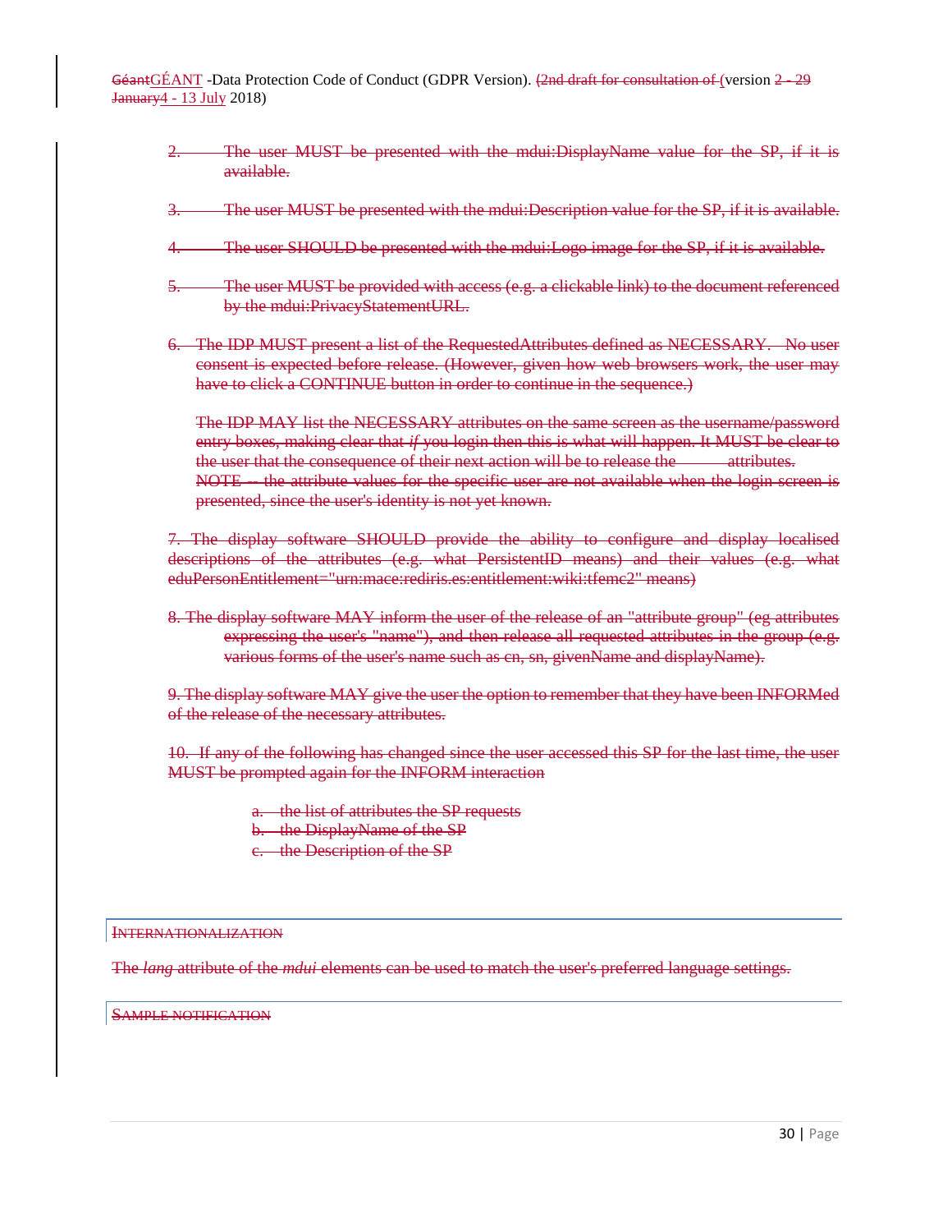2. The user MUST be presented with the mdui:DisplayName value for the SP, if it is available.

3. The user MUST be presented with the mdui:Description value for the SP, if it is available.

4. The user SHOULD be presented with the mdui:Logo image for the SP, if it is available.

5. The user MUST be provided with access (e.g. a clickable link) to the document referenced by the mdui:PrivacyStatementURL.

6. The IDP MUST present a list of the RequestedAttributes defined as NECESSARY. No user consent is expected before release. (However, given how web browsers work, the user may have to click a CONTINUE button in order to continue in the sequence.)

   The IDP MAY list the NECESSARY attributes on the same screen as the username/password entry boxes, making clear that *if* you login then this is what will happen. It MUST be clear to the user that the consequence of their next action will be to release the attributes.
   NOTE -- the attribute values for the specific user are not available when the login screen is presented, since the user's identity is not yet known.

7. The display software SHOULD provide the ability to configure and display localised descriptions of the attributes (e.g. what PersistentID means) and their values (e.g. what eduPersonEntitlement="urn:mace:rediris.es:entitlement:wiki:tfemc2" means)

8. The display software MAY inform the user of the release of an "attribute group" (eg attributes expressing the user's "name"), and then release all requested attributes in the group (e.g. various forms of the user's name such as cn, sn, givenName and displayName).

9. The display software MAY give the user the option to remember that they have been INFORMed of the release of the necessary attributes.

10. If any of the following has changed since the user accessed this SP for the last time, the user MUST be prompted again for the INFORM interaction

    a. the list of attributes the SP requests
    b. the DisplayName of the SP
    c. the Description of the SP

## Internationalization

The *lang* attribute of the *mdui* elements can be used to match the user's preferred language settings.

## Sample notification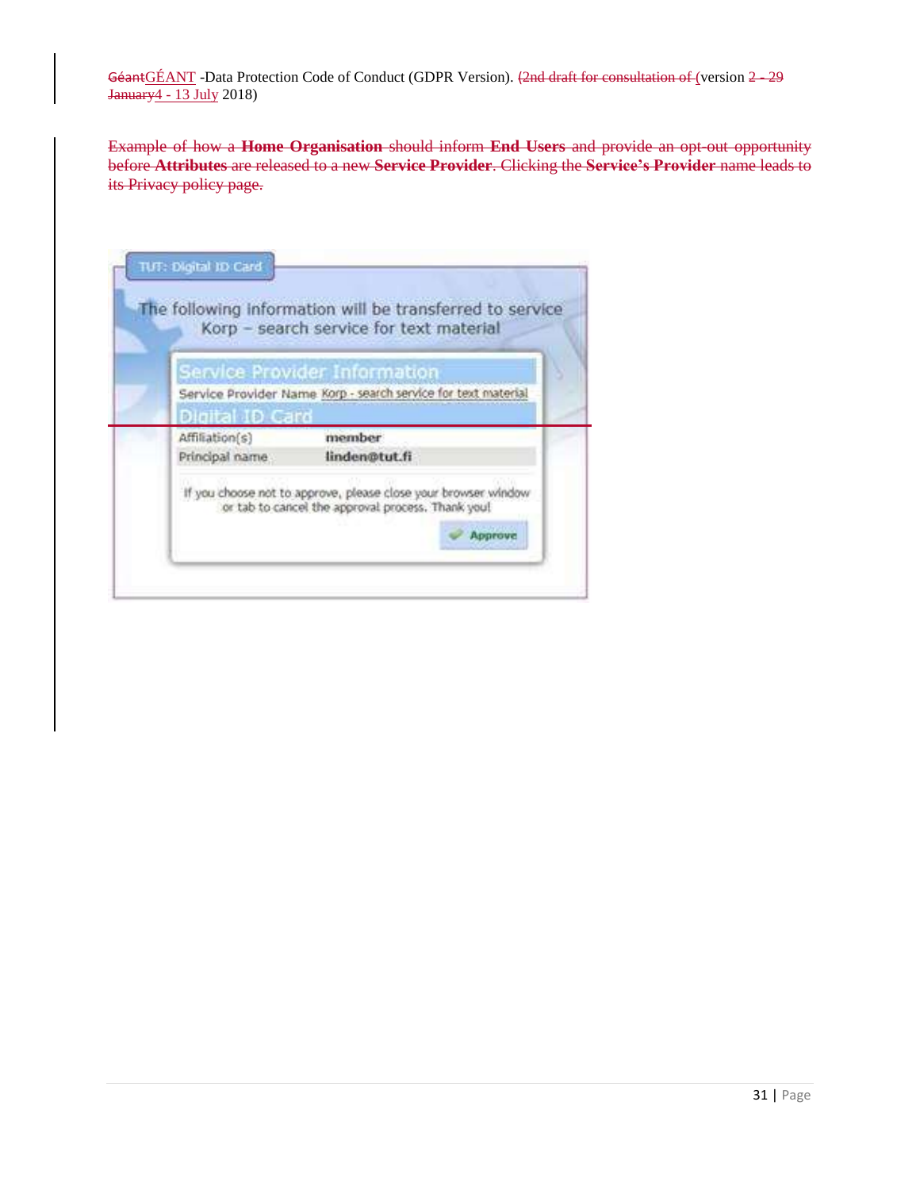Example of how a **Home Organisation** should inform **End Users** and provide an opt-out opportunity before **Attributes** are released to a new **Service Provider**. Clicking the **Service's Provider** name leads to its Privacy policy page.

TUT: Digital ID Card

The following information will be transferred to service Korp – search service for text material

Service Provider Information

Service Provider Name Korp - search service for text material

Digital ID Card

| Affiliation(s) | member |
| --- | --- |
| Principal name | linden@tut.fi |

If you choose not to approve, please close your browser window or tab to cancel the approval process. Thank you!

Approve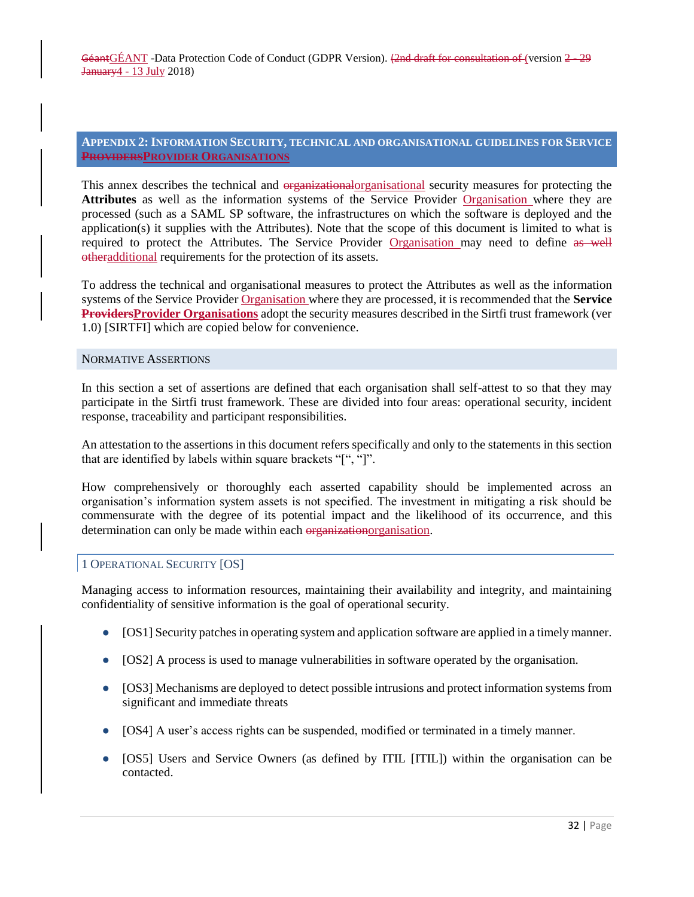## APPENDIX 2: INFORMATION SECURITY, TECHNICAL AND ORGANISATIONAL GUIDELINES FOR SERVICE ~~PROVIDERS~~PROVIDER ORGANISATIONS

This annex describes the technical and ~~organizational~~organisational security measures for protecting the **Attributes** as well as the information systems of the Service Provider Organisation where they are processed (such as a SAML SP software, the infrastructures on which the software is deployed and the application(s) it supplies with the Attributes). Note that the scope of this document is limited to what is required to protect the Attributes. The Service Provider Organisation may need to define ~~as well other~~additional requirements for the protection of its assets.

To address the technical and organisational measures to protect the Attributes as well as the information systems of the Service Provider Organisation where they are processed, it is recommended that the **Service ~~Providers~~Provider Organisations** adopt the security measures described in the Sirtfi trust framework (ver 1.0) [SIRTFI] which are copied below for convenience.

### NORMATIVE ASSERTIONS

In this section a set of assertions are defined that each organisation shall self-attest to so that they may participate in the Sirtfi trust framework. These are divided into four areas: operational security, incident response, traceability and participant responsibilities.

An attestation to the assertions in this document refers specifically and only to the statements in this section that are identified by labels within square brackets "[", "]".

How comprehensively or thoroughly each asserted capability should be implemented across an organisation's information system assets is not specified. The investment in mitigating a risk should be commensurate with the degree of its potential impact and the likelihood of its occurrence, and this determination can only be made within each ~~organization~~organisation.

### 1 OPERATIONAL SECURITY [OS]

Managing access to information resources, maintaining their availability and integrity, and maintaining confidentiality of sensitive information is the goal of operational security.

- [OS1] Security patches in operating system and application software are applied in a timely manner.
- [OS2] A process is used to manage vulnerabilities in software operated by the organisation.
- [OS3] Mechanisms are deployed to detect possible intrusions and protect information systems from significant and immediate threats
- [OS4] A user's access rights can be suspended, modified or terminated in a timely manner.
- [OS5] Users and Service Owners (as defined by ITIL [ITIL]) within the organisation can be contacted.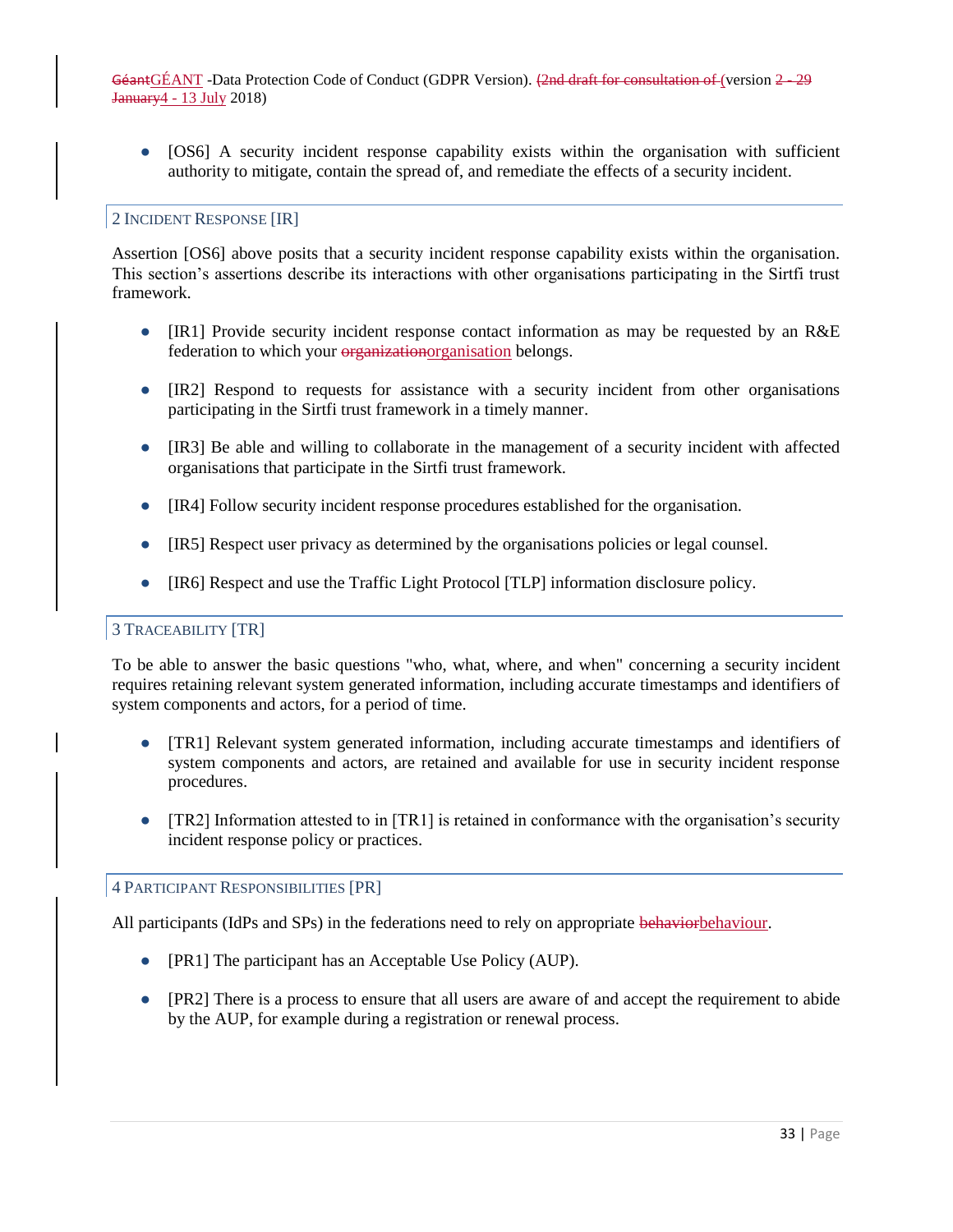- [OS6] A security incident response capability exists within the organisation with sufficient authority to mitigate, contain the spread of, and remediate the effects of a security incident.

## 2 Incident Response [IR]

Assertion [OS6] above posits that a security incident response capability exists within the organisation. This section's assertions describe its interactions with other organisations participating in the Sirtfi trust framework.

- [IR1] Provide security incident response contact information as may be requested by an R&E federation to which your ~~organization~~organisation belongs.
- [IR2] Respond to requests for assistance with a security incident from other organisations participating in the Sirtfi trust framework in a timely manner.
- [IR3] Be able and willing to collaborate in the management of a security incident with affected organisations that participate in the Sirtfi trust framework.
- [IR4] Follow security incident response procedures established for the organisation.
- [IR5] Respect user privacy as determined by the organisations policies or legal counsel.
- [IR6] Respect and use the Traffic Light Protocol [TLP] information disclosure policy.

## 3 Traceability [TR]

To be able to answer the basic questions "who, what, where, and when" concerning a security incident requires retaining relevant system generated information, including accurate timestamps and identifiers of system components and actors, for a period of time.

- [TR1] Relevant system generated information, including accurate timestamps and identifiers of system components and actors, are retained and available for use in security incident response procedures.
- [TR2] Information attested to in [TR1] is retained in conformance with the organisation's security incident response policy or practices.

## 4 Participant Responsibilities [PR]

All participants (IdPs and SPs) in the federations need to rely on appropriate ~~behavior~~behaviour.

- [PR1] The participant has an Acceptable Use Policy (AUP).
- [PR2] There is a process to ensure that all users are aware of and accept the requirement to abide by the AUP, for example during a registration or renewal process.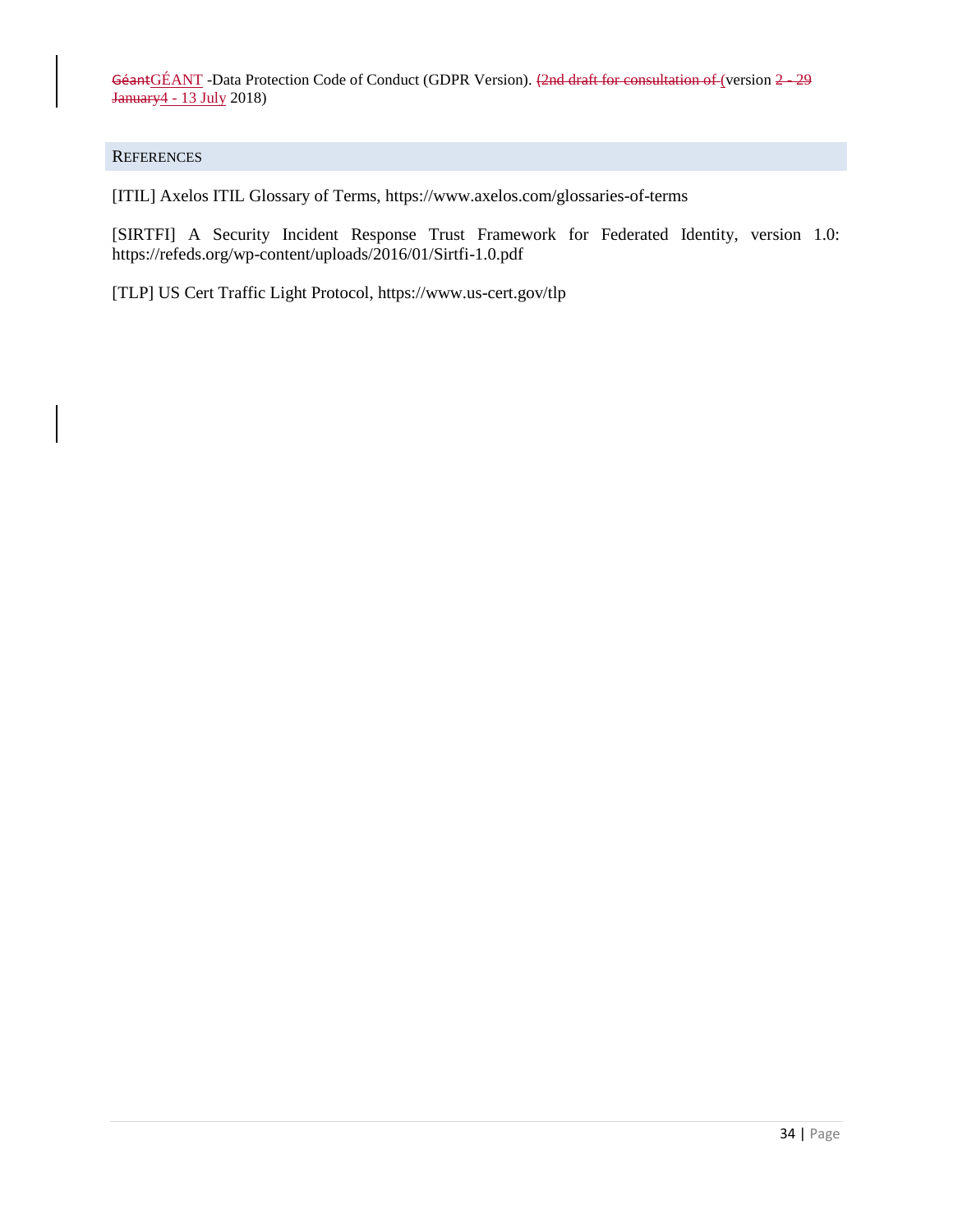## REFERENCES

[ITIL] Axelos ITIL Glossary of Terms, https://www.axelos.com/glossaries-of-terms

[SIRTFI] A Security Incident Response Trust Framework for Federated Identity, version 1.0: https://refeds.org/wp-content/uploads/2016/01/Sirtfi-1.0.pdf

[TLP] US Cert Traffic Light Protocol, https://www.us-cert.gov/tlp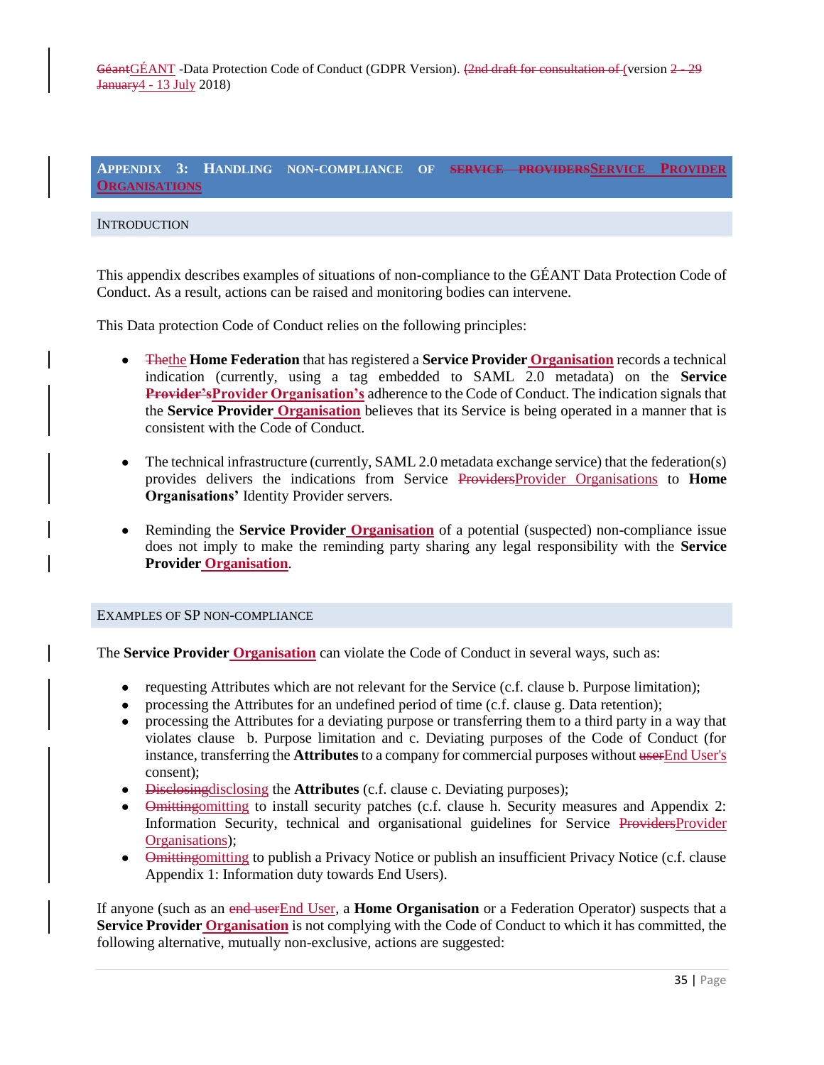## APPENDIX 3: HANDLING NON-COMPLIANCE OF SERVICE PROVIDERSSERVICE PROVIDER ORGANISATIONS

### INTRODUCTION

This appendix describes examples of situations of non-compliance to the GÉANT Data Protection Code of Conduct. As a result, actions can be raised and monitoring bodies can intervene.

This Data protection Code of Conduct relies on the following principles:

- Thethe **Home Federation** that has registered a **Service Provider Organisation** records a technical indication (currently, using a tag embedded to SAML 2.0 metadata) on the **Service Provider'sProvider Organisation's** adherence to the Code of Conduct. The indication signals that the **Service Provider Organisation** believes that its Service is being operated in a manner that is consistent with the Code of Conduct.
- The technical infrastructure (currently, SAML 2.0 metadata exchange service) that the federation(s) provides delivers the indications from Service ProvidersProvider Organisations to **Home Organisations'** Identity Provider servers.
- Reminding the **Service Provider Organisation** of a potential (suspected) non-compliance issue does not imply to make the reminding party sharing any legal responsibility with the **Service Provider Organisation**.

### EXAMPLES OF SP NON-COMPLIANCE

The **Service Provider Organisation** can violate the Code of Conduct in several ways, such as:

- requesting Attributes which are not relevant for the Service (c.f. clause b. Purpose limitation);
- processing the Attributes for an undefined period of time (c.f. clause g. Data retention);
- processing the Attributes for a deviating purpose or transferring them to a third party in a way that violates clause b. Purpose limitation and c. Deviating purposes of the Code of Conduct (for instance, transferring the **Attributes** to a company for commercial purposes without userEnd User's consent);
- Disclosingdisclosing the **Attributes** (c.f. clause c. Deviating purposes);
- Omittingomitting to install security patches (c.f. clause h. Security measures and Appendix 2: Information Security, technical and organisational guidelines for Service ProvidersProvider Organisations);
- Omittingomitting to publish a Privacy Notice or publish an insufficient Privacy Notice (c.f. clause Appendix 1: Information duty towards End Users).

If anyone (such as an end userEnd User, a **Home Organisation** or a Federation Operator) suspects that a **Service Provider Organisation** is not complying with the Code of Conduct to which it has committed, the following alternative, mutually non-exclusive, actions are suggested: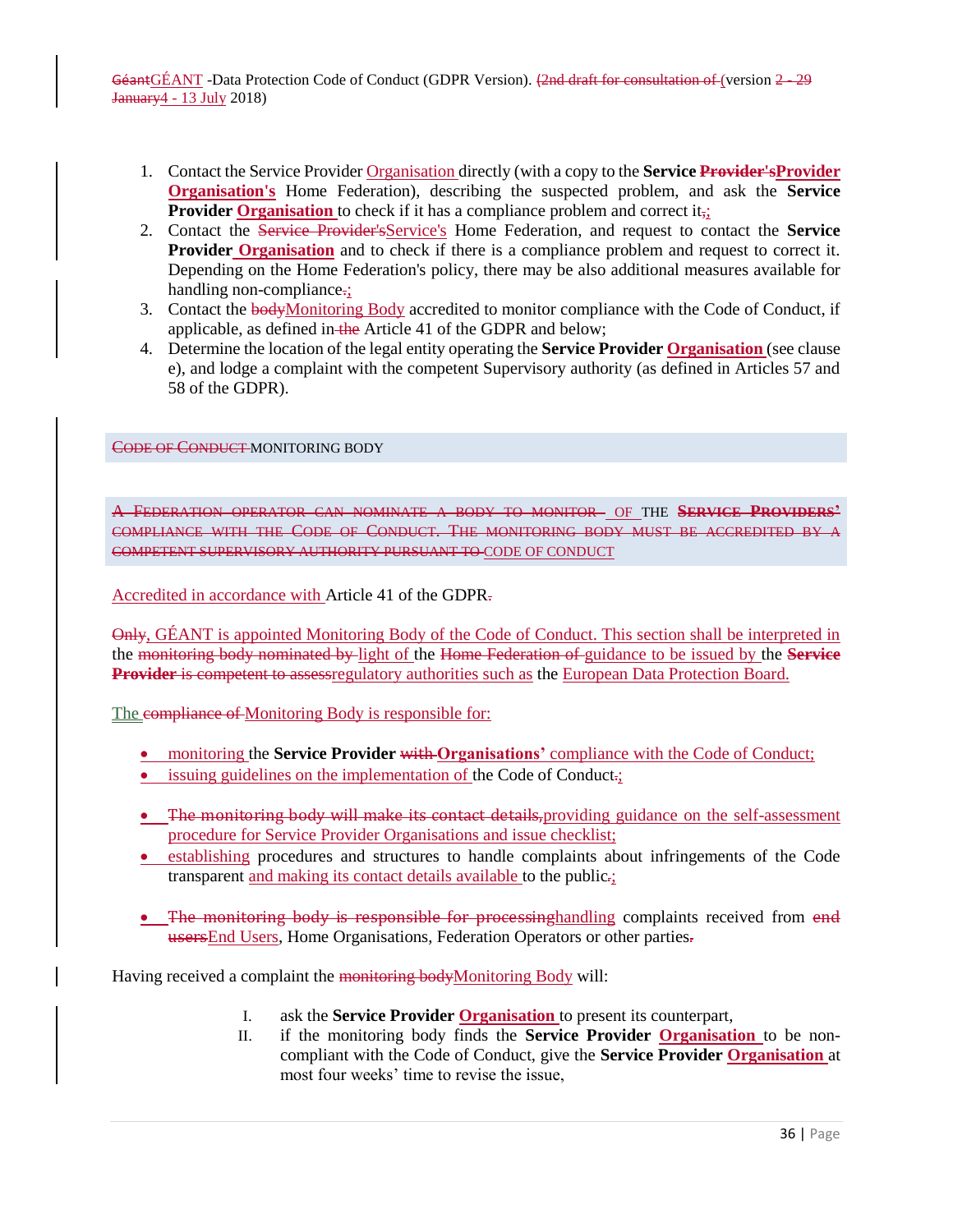1. Contact the Service Provider Organisation directly (with a copy to the **Service ~~Provider's~~Provider Organisation's** Home Federation), describing the suspected problem, and ask the **Service Provider Organisation** to check if it has a compliance problem and correct it~~,~~;
2. Contact the ~~Service Provider's~~Service's Home Federation, and request to contact the **Service Provider Organisation** and to check if there is a compliance problem and request to correct it. Depending on the Home Federation's policy, there may be also additional measures available for handling non-compliance~~.~~;
3. Contact the ~~body~~Monitoring Body accredited to monitor compliance with the Code of Conduct, if applicable, as defined in ~~the~~ Article 41 of the GDPR and below;
4. Determine the location of the legal entity operating the **Service Provider Organisation** (see clause e), and lodge a complaint with the competent Supervisory authority (as defined in Articles 57 and 58 of the GDPR).

## ~~CODE OF CONDUCT~~ MONITORING BODY

### ~~A FEDERATION OPERATOR CAN NOMINATE A BODY TO MONITOR~~ OF THE ~~SERVICE PROVIDERS' COMPLIANCE WITH THE CODE OF CONDUCT. THE MONITORING BODY MUST BE ACCREDITED BY A COMPETENT SUPERVISORY AUTHORITY PURSUANT TO~~ CODE OF CONDUCT

Accredited in accordance with Article 41 of the GDPR~~.~~

~~Only~~, GÉANT is appointed Monitoring Body of the Code of Conduct. This section shall be interpreted in the ~~monitoring body nominated by~~ light of the ~~Home Federation of~~ guidance to be issued by the ~~**Service Provider** is competent to assess~~regulatory authorities such as the European Data Protection Board.

The ~~compliance of~~ Monitoring Body is responsible for:

- monitoring the **Service Provider** ~~with~~ **Organisations'** compliance with the Code of Conduct;
- issuing guidelines on the implementation of the Code of Conduct~~.~~;
- ~~The monitoring body will make its contact details,~~providing guidance on the self-assessment procedure for Service Provider Organisations and issue checklist;
- establishing procedures and structures to handle complaints about infringements of the Code transparent and making its contact details available to the public~~.~~;
- ~~The monitoring body is responsible for processing~~handling complaints received from ~~end users~~End Users, Home Organisations, Federation Operators or other parties~~.~~

Having received a complaint the ~~monitoring body~~Monitoring Body will:

I. ask the **Service Provider Organisation** to present its counterpart,
II. if the monitoring body finds the **Service Provider Organisation** to be non-compliant with the Code of Conduct, give the **Service Provider Organisation** at most four weeks' time to revise the issue,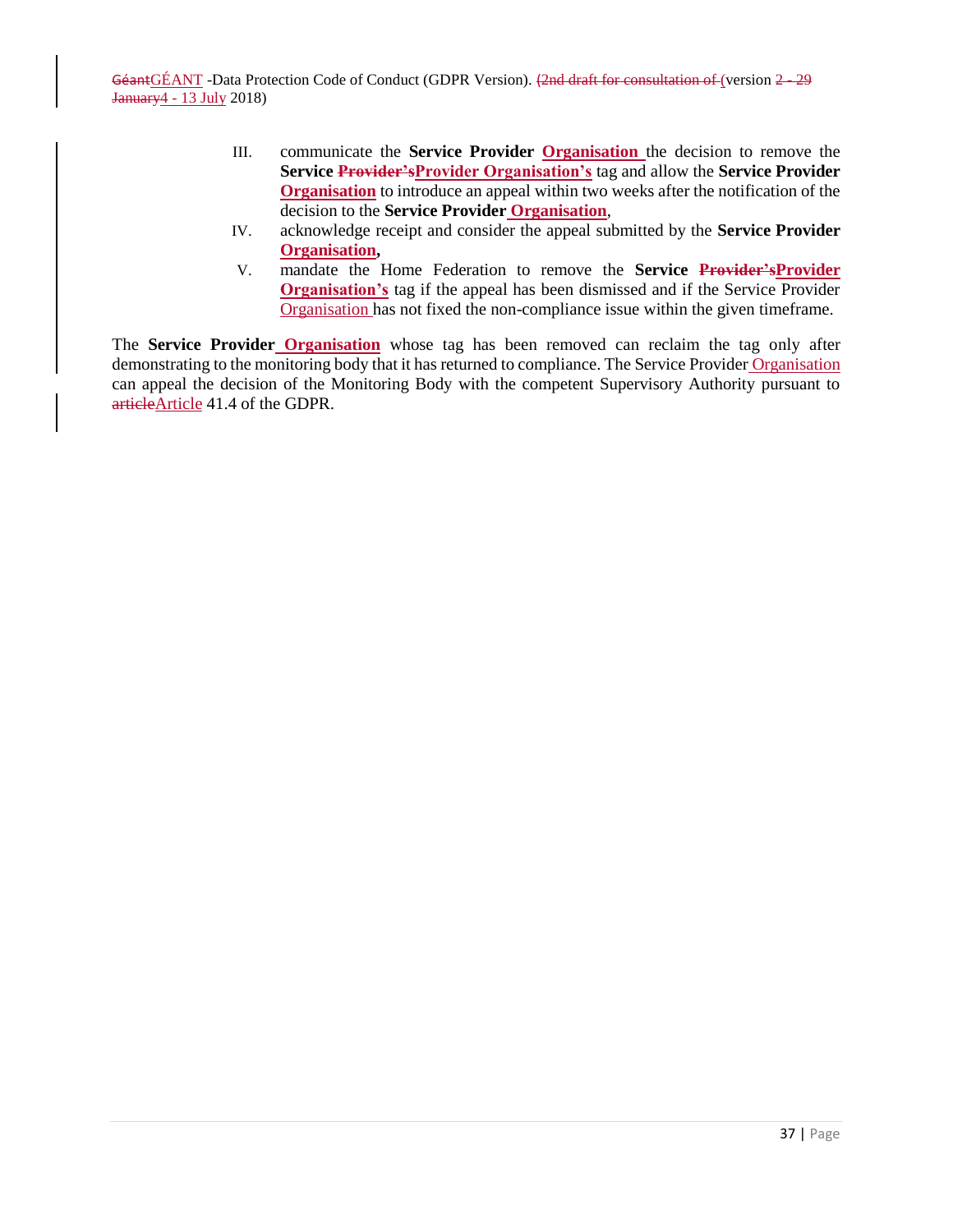III. communicate the **Service Provider Organisation** the decision to remove the **Service ~~Provider's~~Provider Organisation's** tag and allow the **Service Provider Organisation** to introduce an appeal within two weeks after the notification of the decision to the **Service Provider Organisation**,

IV. acknowledge receipt and consider the appeal submitted by the **Service Provider Organisation,**

V. mandate the Home Federation to remove the **Service ~~Provider's~~Provider Organisation's** tag if the appeal has been dismissed and if the Service Provider Organisation has not fixed the non-compliance issue within the given timeframe.

The **Service Provider Organisation** whose tag has been removed can reclaim the tag only after demonstrating to the monitoring body that it has returned to compliance. The Service Provider Organisation can appeal the decision of the Monitoring Body with the competent Supervisory Authority pursuant to ~~article~~Article 41.4 of the GDPR.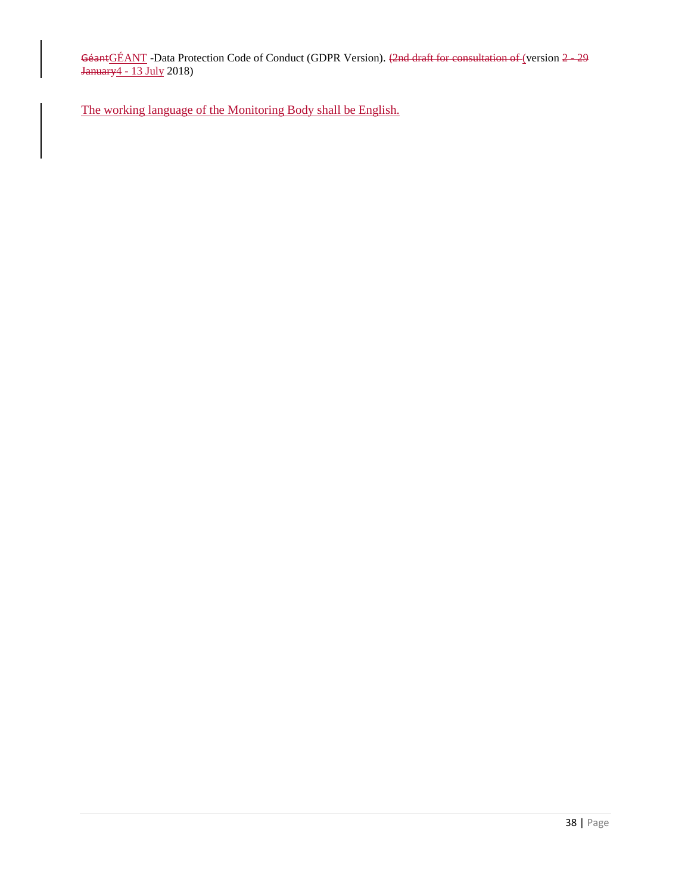The working language of the Monitoring Body shall be English.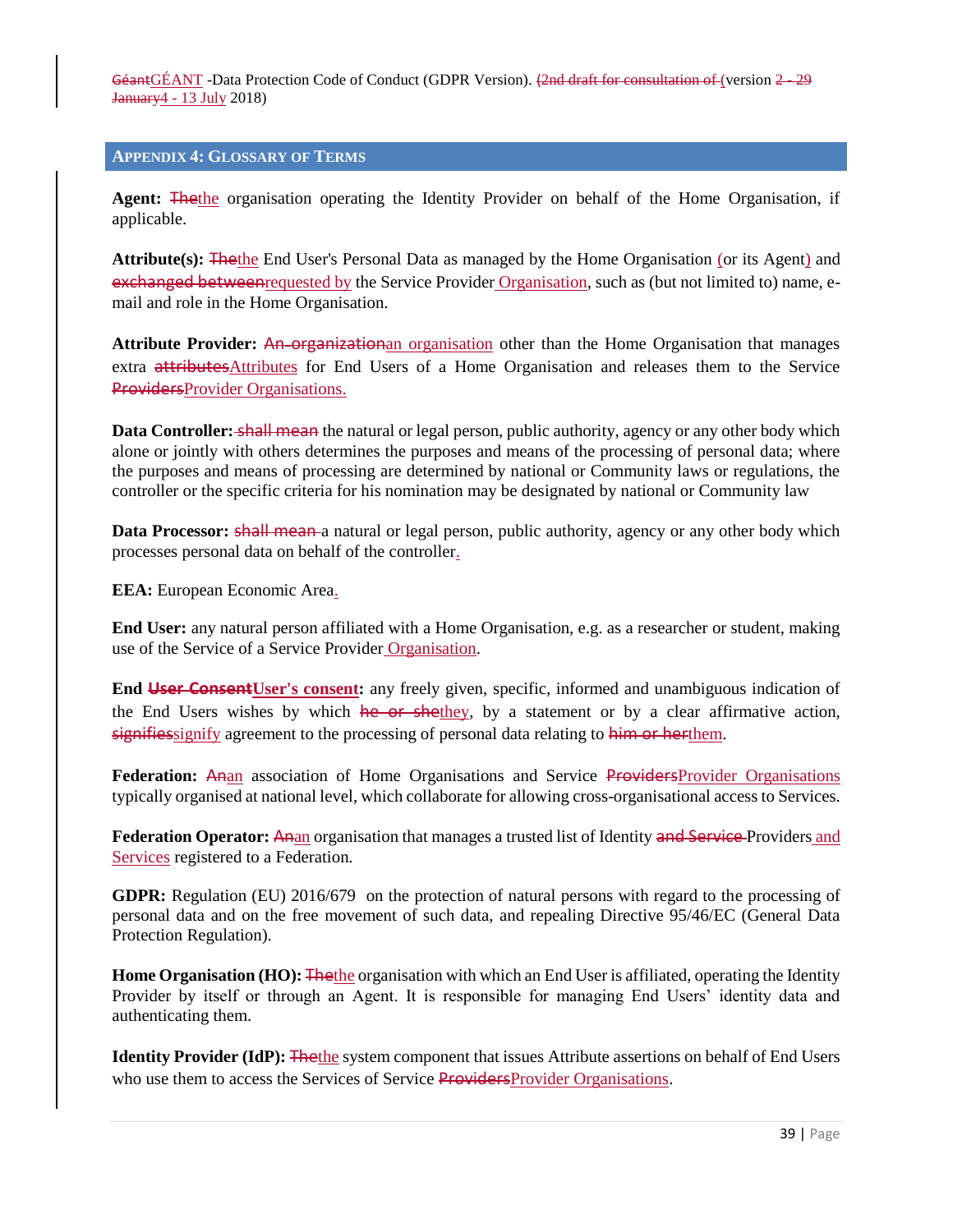## APPENDIX 4: GLOSSARY OF TERMS

**Agent:** ~~The~~the organisation operating the Identity Provider on behalf of the Home Organisation, if applicable.

**Attribute(s):** ~~The~~the End User's Personal Data as managed by the Home Organisation (or its Agent) and ~~exchanged between~~requested by the Service Provider Organisation, such as (but not limited to) name, e-mail and role in the Home Organisation.

**Attribute Provider:** ~~An organization~~an organisation other than the Home Organisation that manages extra ~~attributes~~Attributes for End Users of a Home Organisation and releases them to the Service ~~Providers~~Provider Organisations.

**Data Controller:** ~~shall mean~~ the natural or legal person, public authority, agency or any other body which alone or jointly with others determines the purposes and means of the processing of personal data; where the purposes and means of processing are determined by national or Community laws or regulations, the controller or the specific criteria for his nomination may be designated by national or Community law

**Data Processor:** ~~shall mean~~ a natural or legal person, public authority, agency or any other body which processes personal data on behalf of the controller.

**EEA:** European Economic Area.

**End User:** any natural person affiliated with a Home Organisation, e.g. as a researcher or student, making use of the Service of a Service Provider Organisation.

**End ~~User Consent~~User's consent:** any freely given, specific, informed and unambiguous indication of the End Users wishes by which ~~he or she~~they, by a statement or by a clear affirmative action, ~~signifies~~signify agreement to the processing of personal data relating to ~~him or her~~them.

**Federation:** ~~An~~an association of Home Organisations and Service ~~Providers~~Provider Organisations typically organised at national level, which collaborate for allowing cross-organisational access to Services.

**Federation Operator:** ~~An~~an organisation that manages a trusted list of Identity ~~and Service~~ Providers and Services registered to a Federation.

**GDPR:** Regulation (EU) 2016/679 on the protection of natural persons with regard to the processing of personal data and on the free movement of such data, and repealing Directive 95/46/EC (General Data Protection Regulation).

**Home Organisation (HO):** ~~The~~the organisation with which an End User is affiliated, operating the Identity Provider by itself or through an Agent. It is responsible for managing End Users' identity data and authenticating them.

**Identity Provider (IdP):** ~~The~~the system component that issues Attribute assertions on behalf of End Users who use them to access the Services of Service ~~Providers~~Provider Organisations.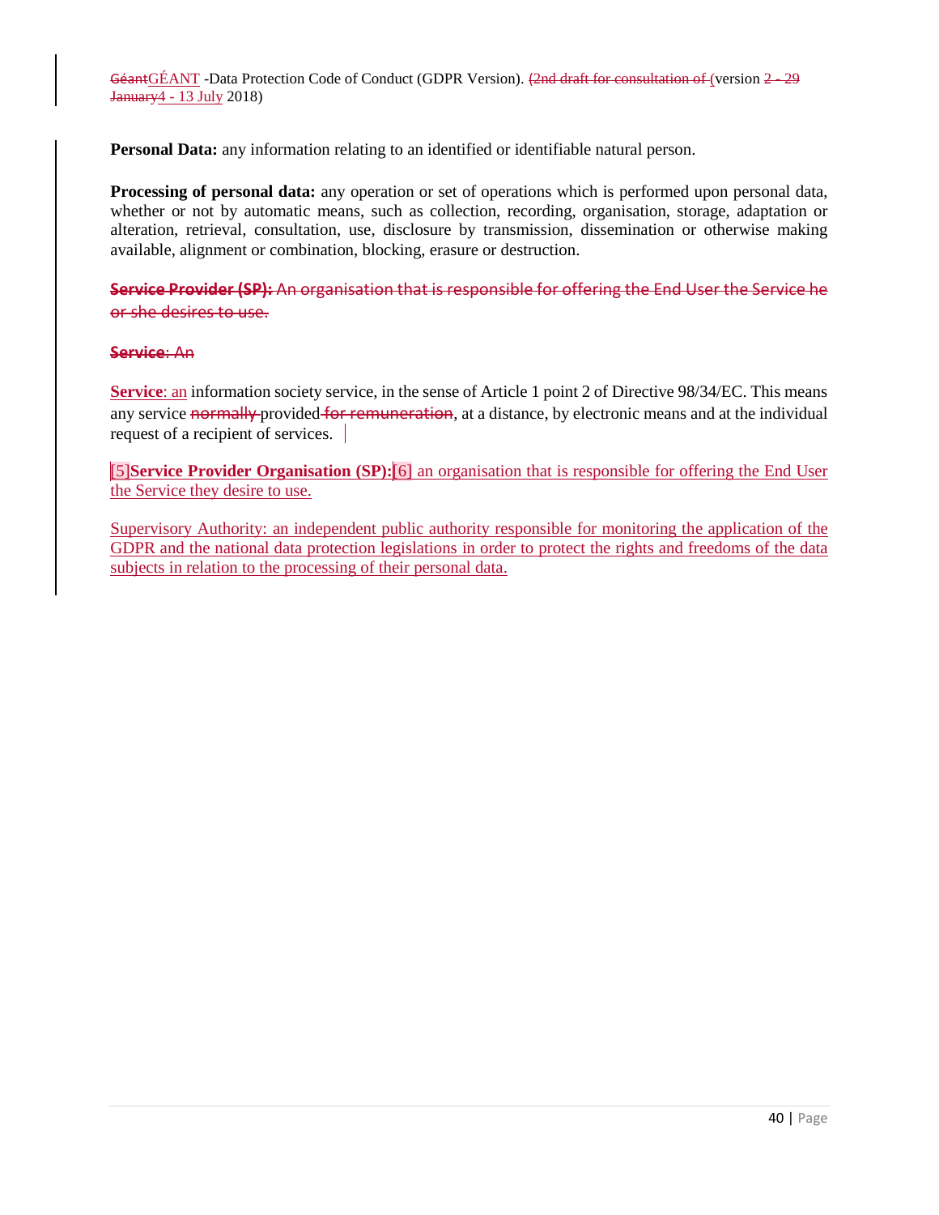**Personal Data:** any information relating to an identified or identifiable natural person.

**Processing of personal data:** any operation or set of operations which is performed upon personal data, whether or not by automatic means, such as collection, recording, organisation, storage, adaptation or alteration, retrieval, consultation, use, disclosure by transmission, dissemination or otherwise making available, alignment or combination, blocking, erasure or destruction.

~~**Service Provider (SP):** An organisation that is responsible for offering the End User the Service he or she desires to use.~~

~~**Service**: An~~

**Service**: an information society service, in the sense of Article 1 point 2 of Directive 98/34/EC. This means any service ~~normally~~ provided ~~for remuneration~~, at a distance, by electronic means and at the individual request of a recipient of services.

[5]**Service Provider Organisation (SP):**[6] an organisation that is responsible for offering the End User the Service they desire to use.

Supervisory Authority: an independent public authority responsible for monitoring the application of the GDPR and the national data protection legislations in order to protect the rights and freedoms of the data subjects in relation to the processing of their personal data.